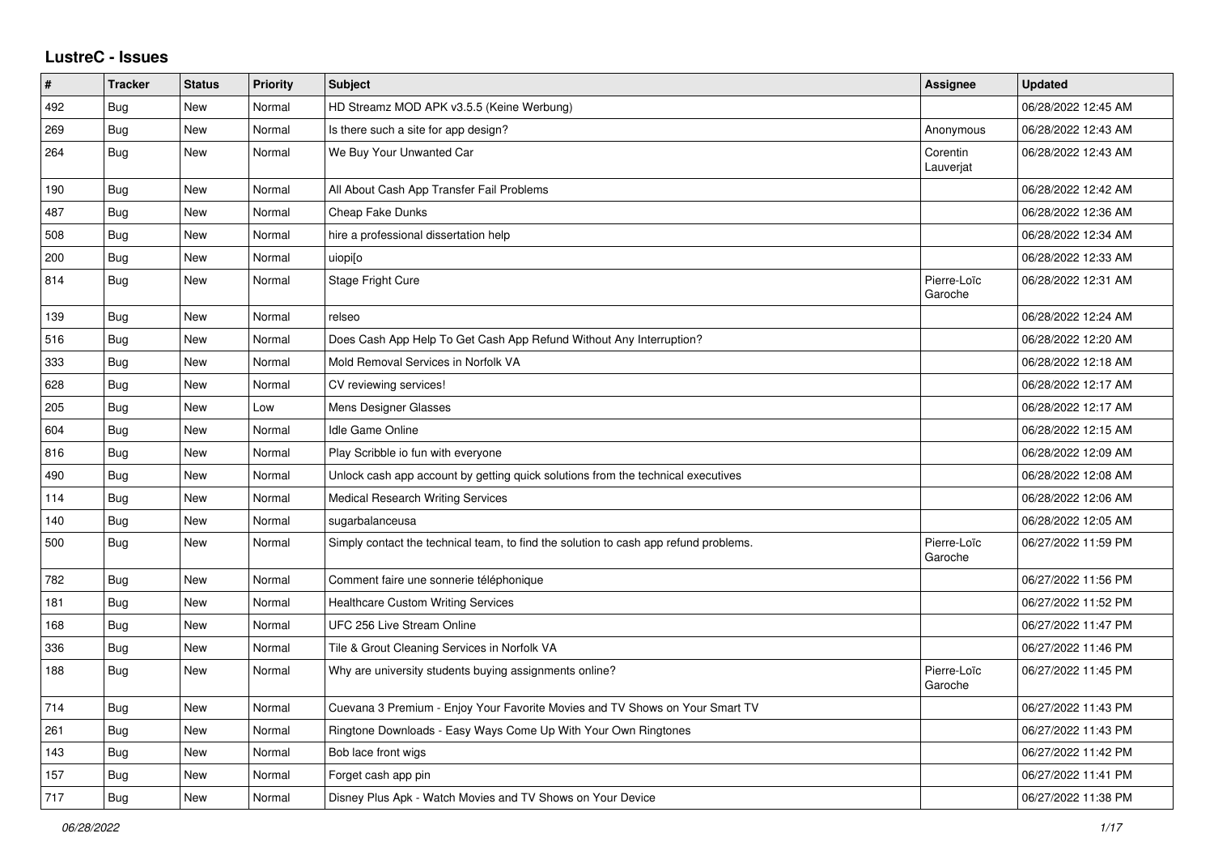# LustreC - Issues

| # | Tracker | Status | Priority | Subject | Assignee | Updated |
|---|---|---|---|---|---|---|
| 492 | Bug | New | Normal | HD Streamz MOD APK v3.5.5 (Keine Werbung) | | 06/28/2022 12:45 AM |
| 269 | Bug | New | Normal | Is there such a site for app design? | Anonymous | 06/28/2022 12:43 AM |
| 264 | Bug | New | Normal | We Buy Your Unwanted Car | Corentin Lauverjat | 06/28/2022 12:43 AM |
| 190 | Bug | New | Normal | All About Cash App Transfer Fail Problems | | 06/28/2022 12:42 AM |
| 487 | Bug | New | Normal | Cheap Fake Dunks | | 06/28/2022 12:36 AM |
| 508 | Bug | New | Normal | hire a professional dissertation help | | 06/28/2022 12:34 AM |
| 200 | Bug | New | Normal | uiopi[o | | 06/28/2022 12:33 AM |
| 814 | Bug | New | Normal | Stage Fright Cure | Pierre-Loïc Garoche | 06/28/2022 12:31 AM |
| 139 | Bug | New | Normal | relseo | | 06/28/2022 12:24 AM |
| 516 | Bug | New | Normal | Does Cash App Help To Get Cash App Refund Without Any Interruption? | | 06/28/2022 12:20 AM |
| 333 | Bug | New | Normal | Mold Removal Services in Norfolk VA | | 06/28/2022 12:18 AM |
| 628 | Bug | New | Normal | CV reviewing services! | | 06/28/2022 12:17 AM |
| 205 | Bug | New | Low | Mens Designer Glasses | | 06/28/2022 12:17 AM |
| 604 | Bug | New | Normal | Idle Game Online | | 06/28/2022 12:15 AM |
| 816 | Bug | New | Normal | Play Scribble io fun with everyone | | 06/28/2022 12:09 AM |
| 490 | Bug | New | Normal | Unlock cash app account by getting quick solutions from the technical executives | | 06/28/2022 12:08 AM |
| 114 | Bug | New | Normal | Medical Research Writing Services | | 06/28/2022 12:06 AM |
| 140 | Bug | New | Normal | sugarbalanceusa | | 06/28/2022 12:05 AM |
| 500 | Bug | New | Normal | Simply contact the technical team, to find the solution to cash app refund problems. | Pierre-Loïc Garoche | 06/27/2022 11:59 PM |
| 782 | Bug | New | Normal | Comment faire une sonnerie téléphonique | | 06/27/2022 11:56 PM |
| 181 | Bug | New | Normal | Healthcare Custom Writing Services | | 06/27/2022 11:52 PM |
| 168 | Bug | New | Normal | UFC 256 Live Stream Online | | 06/27/2022 11:47 PM |
| 336 | Bug | New | Normal | Tile & Grout Cleaning Services in Norfolk VA | | 06/27/2022 11:46 PM |
| 188 | Bug | New | Normal | Why are university students buying assignments online? | Pierre-Loïc Garoche | 06/27/2022 11:45 PM |
| 714 | Bug | New | Normal | Cuevana 3 Premium - Enjoy Your Favorite Movies and TV Shows on Your Smart TV | | 06/27/2022 11:43 PM |
| 261 | Bug | New | Normal | Ringtone Downloads - Easy Ways Come Up With Your Own Ringtones | | 06/27/2022 11:43 PM |
| 143 | Bug | New | Normal | Bob lace front wigs | | 06/27/2022 11:42 PM |
| 157 | Bug | New | Normal | Forget cash app pin | | 06/27/2022 11:41 PM |
| 717 | Bug | New | Normal | Disney Plus Apk - Watch Movies and TV Shows on Your Device | | 06/27/2022 11:38 PM |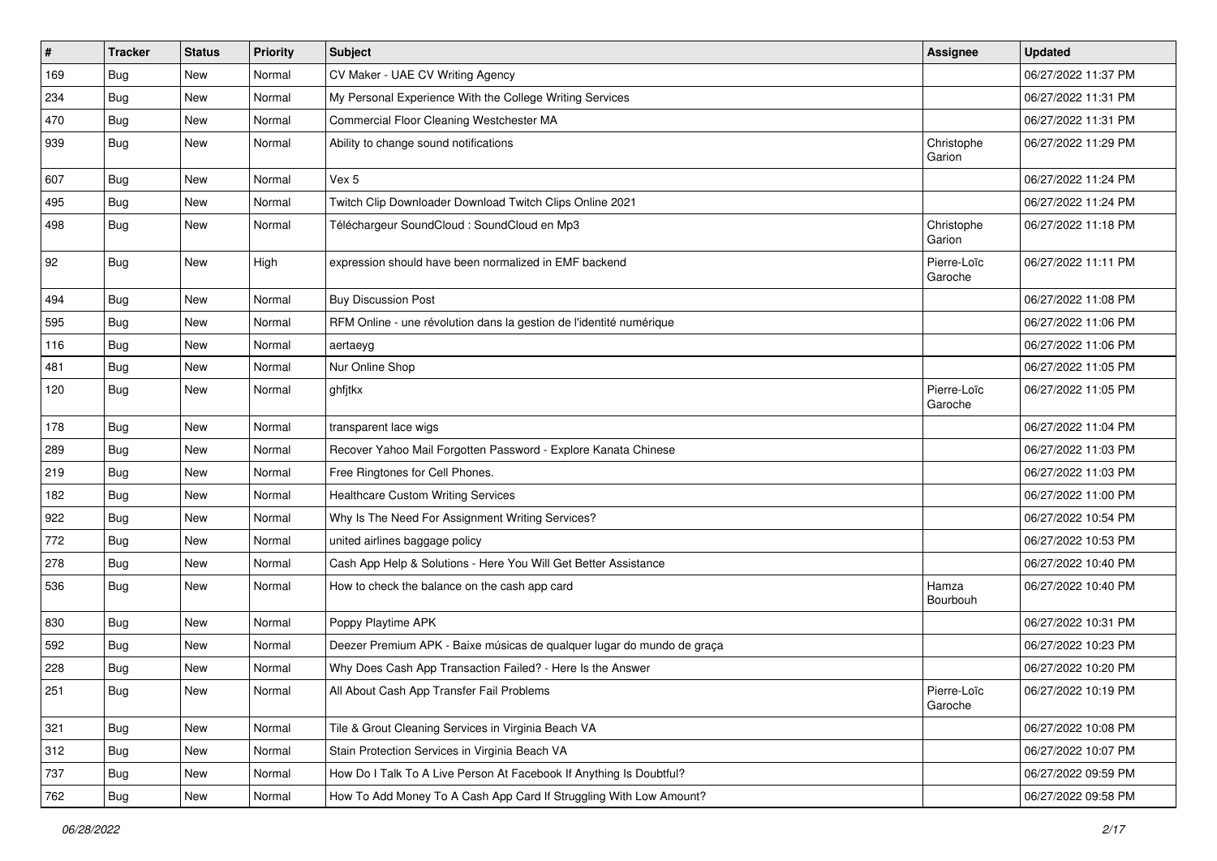| # | Tracker | Status | Priority | Subject | Assignee | Updated |
| --- | --- | --- | --- | --- | --- | --- |
| 169 | Bug | New | Normal | CV Maker - UAE CV Writing Agency | | 06/27/2022 11:37 PM |
| 234 | Bug | New | Normal | My Personal Experience With the College Writing Services | | 06/27/2022 11:31 PM |
| 470 | Bug | New | Normal | Commercial Floor Cleaning Westchester MA | | 06/27/2022 11:31 PM |
| 939 | Bug | New | Normal | Ability to change sound notifications | Christophe Garion | 06/27/2022 11:29 PM |
| 607 | Bug | New | Normal | Vex 5 | | 06/27/2022 11:24 PM |
| 495 | Bug | New | Normal | Twitch Clip Downloader Download Twitch Clips Online 2021 | | 06/27/2022 11:24 PM |
| 498 | Bug | New | Normal | Téléchargeur SoundCloud : SoundCloud en Mp3 | Christophe Garion | 06/27/2022 11:18 PM |
| 92 | Bug | New | High | expression should have been normalized in EMF backend | Pierre-Loïc Garoche | 06/27/2022 11:11 PM |
| 494 | Bug | New | Normal | Buy Discussion Post | | 06/27/2022 11:08 PM |
| 595 | Bug | New | Normal | RFM Online - une révolution dans la gestion de l'identité numérique | | 06/27/2022 11:06 PM |
| 116 | Bug | New | Normal | aertaeyg | | 06/27/2022 11:06 PM |
| 481 | Bug | New | Normal | Nur Online Shop | | 06/27/2022 11:05 PM |
| 120 | Bug | New | Normal | ghfjtkx | Pierre-Loïc Garoche | 06/27/2022 11:05 PM |
| 178 | Bug | New | Normal | transparent lace wigs | | 06/27/2022 11:04 PM |
| 289 | Bug | New | Normal | Recover Yahoo Mail Forgotten Password - Explore Kanata Chinese | | 06/27/2022 11:03 PM |
| 219 | Bug | New | Normal | Free Ringtones for Cell Phones. | | 06/27/2022 11:03 PM |
| 182 | Bug | New | Normal | Healthcare Custom Writing Services | | 06/27/2022 11:00 PM |
| 922 | Bug | New | Normal | Why Is The Need For Assignment Writing Services? | | 06/27/2022 10:54 PM |
| 772 | Bug | New | Normal | united airlines baggage policy | | 06/27/2022 10:53 PM |
| 278 | Bug | New | Normal | Cash App Help & Solutions - Here You Will Get Better Assistance | | 06/27/2022 10:40 PM |
| 536 | Bug | New | Normal | How to check the balance on the cash app card | Hamza Bourbouh | 06/27/2022 10:40 PM |
| 830 | Bug | New | Normal | Poppy Playtime APK | | 06/27/2022 10:31 PM |
| 592 | Bug | New | Normal | Deezer Premium APK - Baixe músicas de qualquer lugar do mundo de graça | | 06/27/2022 10:23 PM |
| 228 | Bug | New | Normal | Why Does Cash App Transaction Failed? - Here Is the Answer | | 06/27/2022 10:20 PM |
| 251 | Bug | New | Normal | All About Cash App Transfer Fail Problems | Pierre-Loïc Garoche | 06/27/2022 10:19 PM |
| 321 | Bug | New | Normal | Tile & Grout Cleaning Services in Virginia Beach VA | | 06/27/2022 10:08 PM |
| 312 | Bug | New | Normal | Stain Protection Services in Virginia Beach VA | | 06/27/2022 10:07 PM |
| 737 | Bug | New | Normal | How Do I Talk To A Live Person At Facebook If Anything Is Doubtful? | | 06/27/2022 09:59 PM |
| 762 | Bug | New | Normal | How To Add Money To A Cash App Card If Struggling With Low Amount? | | 06/27/2022 09:58 PM |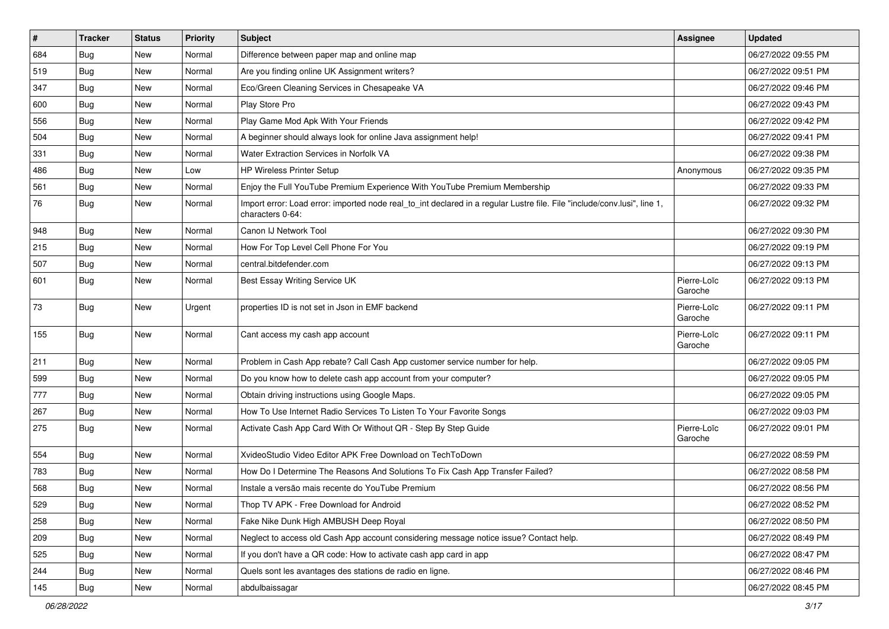| # | Tracker | Status | Priority | Subject | Assignee | Updated |
|---|---|---|---|---|---|---|
| 684 | Bug | New | Normal | Difference between paper map and online map | | 06/27/2022 09:55 PM |
| 519 | Bug | New | Normal | Are you finding online UK Assignment writers? | | 06/27/2022 09:51 PM |
| 347 | Bug | New | Normal | Eco/Green Cleaning Services in Chesapeake VA | | 06/27/2022 09:46 PM |
| 600 | Bug | New | Normal | Play Store Pro | | 06/27/2022 09:43 PM |
| 556 | Bug | New | Normal | Play Game Mod Apk With Your Friends | | 06/27/2022 09:42 PM |
| 504 | Bug | New | Normal | A beginner should always look for online Java assignment help! | | 06/27/2022 09:41 PM |
| 331 | Bug | New | Normal | Water Extraction Services in Norfolk VA | | 06/27/2022 09:38 PM |
| 486 | Bug | New | Low | HP Wireless Printer Setup | Anonymous | 06/27/2022 09:35 PM |
| 561 | Bug | New | Normal | Enjoy the Full YouTube Premium Experience With YouTube Premium Membership | | 06/27/2022 09:33 PM |
| 76 | Bug | New | Normal | Import error: Load error: imported node real_to_int declared in a regular Lustre file. File "include/conv.lusi", line 1, characters 0-64: | | 06/27/2022 09:32 PM |
| 948 | Bug | New | Normal | Canon IJ Network Tool | | 06/27/2022 09:30 PM |
| 215 | Bug | New | Normal | How For Top Level Cell Phone For You | | 06/27/2022 09:19 PM |
| 507 | Bug | New | Normal | central.bitdefender.com | | 06/27/2022 09:13 PM |
| 601 | Bug | New | Normal | Best Essay Writing Service UK | Pierre-Loïc Garoche | 06/27/2022 09:13 PM |
| 73 | Bug | New | Urgent | properties ID is not set in Json in EMF backend | Pierre-Loïc Garoche | 06/27/2022 09:11 PM |
| 155 | Bug | New | Normal | Cant access my cash app account | Pierre-Loïc Garoche | 06/27/2022 09:11 PM |
| 211 | Bug | New | Normal | Problem in Cash App rebate? Call Cash App customer service number for help. | | 06/27/2022 09:05 PM |
| 599 | Bug | New | Normal | Do you know how to delete cash app account from your computer? | | 06/27/2022 09:05 PM |
| 777 | Bug | New | Normal | Obtain driving instructions using Google Maps. | | 06/27/2022 09:05 PM |
| 267 | Bug | New | Normal | How To Use Internet Radio Services To Listen To Your Favorite Songs | | 06/27/2022 09:03 PM |
| 275 | Bug | New | Normal | Activate Cash App Card With Or Without QR - Step By Step Guide | Pierre-Loïc Garoche | 06/27/2022 09:01 PM |
| 554 | Bug | New | Normal | XvideoStudio Video Editor APK Free Download on TechToDown | | 06/27/2022 08:59 PM |
| 783 | Bug | New | Normal | How Do I Determine The Reasons And Solutions To Fix Cash App Transfer Failed? | | 06/27/2022 08:58 PM |
| 568 | Bug | New | Normal | Instale a versão mais recente do YouTube Premium | | 06/27/2022 08:56 PM |
| 529 | Bug | New | Normal | Thop TV APK - Free Download for Android | | 06/27/2022 08:52 PM |
| 258 | Bug | New | Normal | Fake Nike Dunk High AMBUSH Deep Royal | | 06/27/2022 08:50 PM |
| 209 | Bug | New | Normal | Neglect to access old Cash App account considering message notice issue? Contact help. | | 06/27/2022 08:49 PM |
| 525 | Bug | New | Normal | If you don't have a QR code: How to activate cash app card in app | | 06/27/2022 08:47 PM |
| 244 | Bug | New | Normal | Quels sont les avantages des stations de radio en ligne. | | 06/27/2022 08:46 PM |
| 145 | Bug | New | Normal | abdulbaissagar | | 06/27/2022 08:45 PM |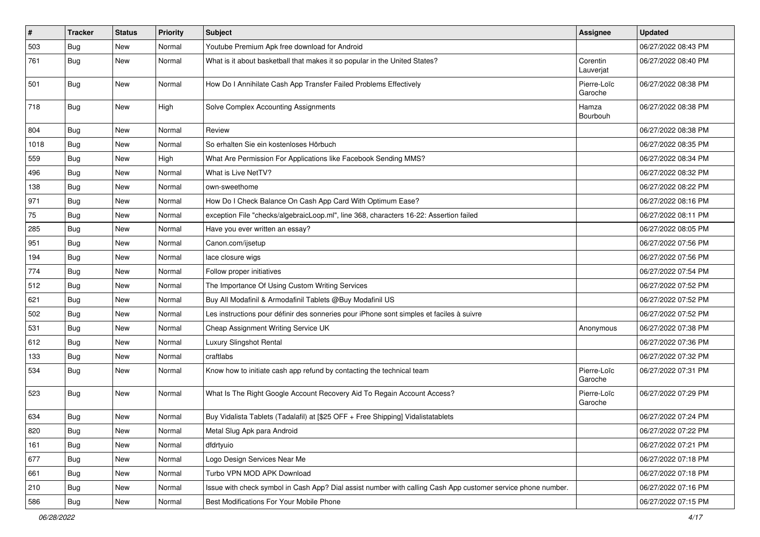| # | Tracker | Status | Priority | Subject | Assignee | Updated |
|---|---|---|---|---|---|---|
| 503 | Bug | New | Normal | Youtube Premium Apk free download for Android | | 06/27/2022 08:43 PM |
| 761 | Bug | New | Normal | What is it about basketball that makes it so popular in the United States? | Corentin Lauverjat | 06/27/2022 08:40 PM |
| 501 | Bug | New | Normal | How Do I Annihilate Cash App Transfer Failed Problems Effectively | Pierre-Loïc Garoche | 06/27/2022 08:38 PM |
| 718 | Bug | New | High | Solve Complex Accounting Assignments | Hamza Bourbouh | 06/27/2022 08:38 PM |
| 804 | Bug | New | Normal | Review | | 06/27/2022 08:38 PM |
| 1018 | Bug | New | Normal | So erhalten Sie ein kostenloses Hörbuch | | 06/27/2022 08:35 PM |
| 559 | Bug | New | High | What Are Permission For Applications like Facebook Sending MMS? | | 06/27/2022 08:34 PM |
| 496 | Bug | New | Normal | What is Live NetTV? | | 06/27/2022 08:32 PM |
| 138 | Bug | New | Normal | own-sweethome | | 06/27/2022 08:22 PM |
| 971 | Bug | New | Normal | How Do I Check Balance On Cash App Card With Optimum Ease? | | 06/27/2022 08:16 PM |
| 75 | Bug | New | Normal | exception File "checks/algebraicLoop.ml", line 368, characters 16-22: Assertion failed | | 06/27/2022 08:11 PM |
| 285 | Bug | New | Normal | Have you ever written an essay? | | 06/27/2022 08:05 PM |
| 951 | Bug | New | Normal | Canon.com/ijsetup | | 06/27/2022 07:56 PM |
| 194 | Bug | New | Normal | lace closure wigs | | 06/27/2022 07:56 PM |
| 774 | Bug | New | Normal | Follow proper initiatives | | 06/27/2022 07:54 PM |
| 512 | Bug | New | Normal | The Importance Of Using Custom Writing Services | | 06/27/2022 07:52 PM |
| 621 | Bug | New | Normal | Buy All Modafinil & Armodafinil Tablets @Buy Modafinil US | | 06/27/2022 07:52 PM |
| 502 | Bug | New | Normal | Les instructions pour définir des sonneries pour iPhone sont simples et faciles à suivre | | 06/27/2022 07:52 PM |
| 531 | Bug | New | Normal | Cheap Assignment Writing Service UK | Anonymous | 06/27/2022 07:38 PM |
| 612 | Bug | New | Normal | Luxury Slingshot Rental | | 06/27/2022 07:36 PM |
| 133 | Bug | New | Normal | craftlabs | | 06/27/2022 07:32 PM |
| 534 | Bug | New | Normal | Know how to initiate cash app refund by contacting the technical team | Pierre-Loïc Garoche | 06/27/2022 07:31 PM |
| 523 | Bug | New | Normal | What Is The Right Google Account Recovery Aid To Regain Account Access? | Pierre-Loïc Garoche | 06/27/2022 07:29 PM |
| 634 | Bug | New | Normal | Buy Vidalista Tablets (Tadalafil) at [$25 OFF + Free Shipping] Vidalistatablets | | 06/27/2022 07:24 PM |
| 820 | Bug | New | Normal | Metal Slug Apk para Android | | 06/27/2022 07:22 PM |
| 161 | Bug | New | Normal | dfdrtyuio | | 06/27/2022 07:21 PM |
| 677 | Bug | New | Normal | Logo Design Services Near Me | | 06/27/2022 07:18 PM |
| 661 | Bug | New | Normal | Turbo VPN MOD APK Download | | 06/27/2022 07:18 PM |
| 210 | Bug | New | Normal | Issue with check symbol in Cash App? Dial assist number with calling Cash App customer service phone number. | | 06/27/2022 07:16 PM |
| 586 | Bug | New | Normal | Best Modifications For Your Mobile Phone | | 06/27/2022 07:15 PM |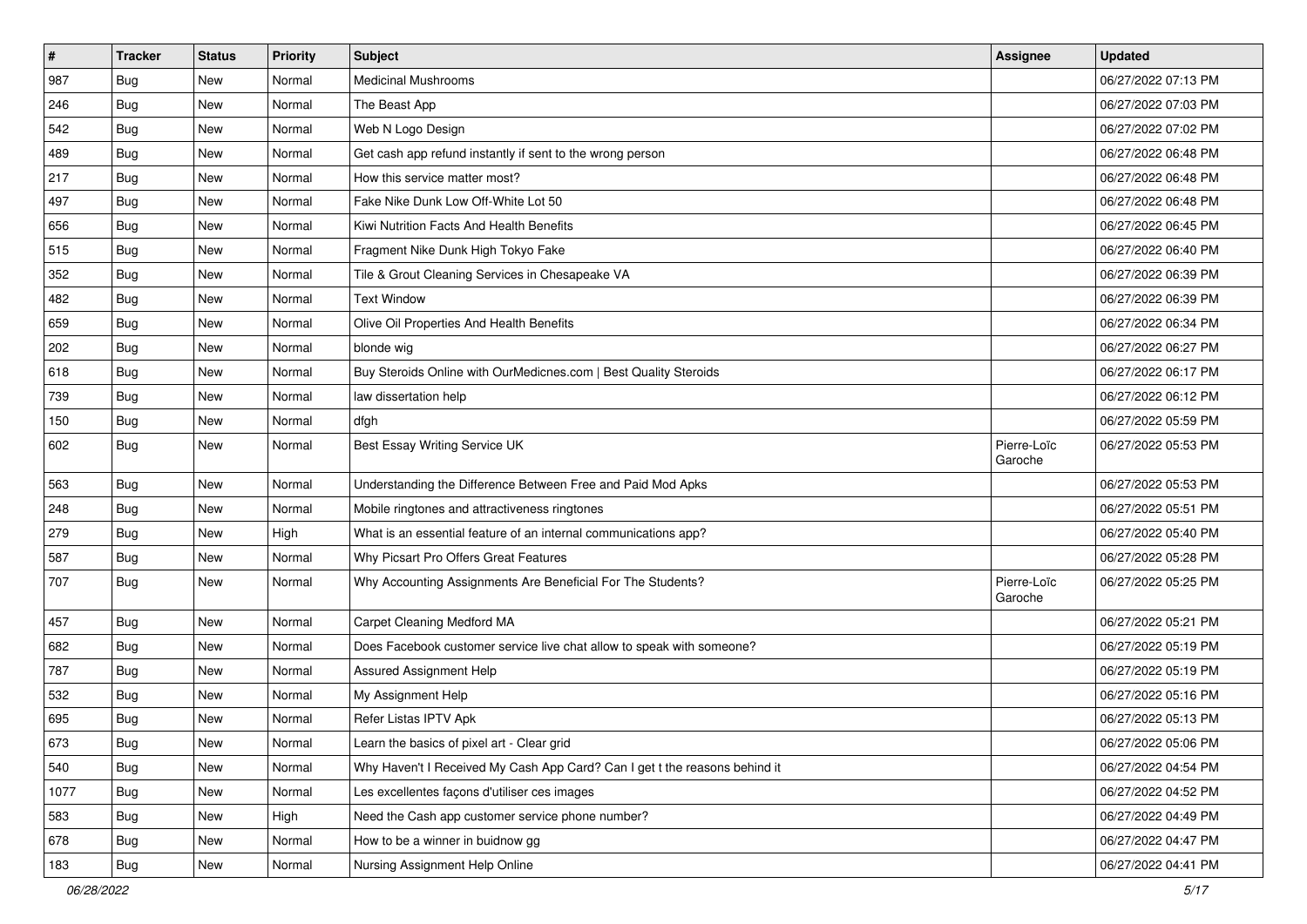| # | Tracker | Status | Priority | Subject | Assignee | Updated |
|---|---|---|---|---|---|---|
| 987 | Bug | New | Normal | Medicinal Mushrooms | | 06/27/2022 07:13 PM |
| 246 | Bug | New | Normal | The Beast App | | 06/27/2022 07:03 PM |
| 542 | Bug | New | Normal | Web N Logo Design | | 06/27/2022 07:02 PM |
| 489 | Bug | New | Normal | Get cash app refund instantly if sent to the wrong person | | 06/27/2022 06:48 PM |
| 217 | Bug | New | Normal | How this service matter most? | | 06/27/2022 06:48 PM |
| 497 | Bug | New | Normal | Fake Nike Dunk Low Off-White Lot 50 | | 06/27/2022 06:48 PM |
| 656 | Bug | New | Normal | Kiwi Nutrition Facts And Health Benefits | | 06/27/2022 06:45 PM |
| 515 | Bug | New | Normal | Fragment Nike Dunk High Tokyo Fake | | 06/27/2022 06:40 PM |
| 352 | Bug | New | Normal | Tile & Grout Cleaning Services in Chesapeake VA | | 06/27/2022 06:39 PM |
| 482 | Bug | New | Normal | Text Window | | 06/27/2022 06:39 PM |
| 659 | Bug | New | Normal | Olive Oil Properties And Health Benefits | | 06/27/2022 06:34 PM |
| 202 | Bug | New | Normal | blonde wig | | 06/27/2022 06:27 PM |
| 618 | Bug | New | Normal | Buy Steroids Online with OurMedicnes.com \| Best Quality Steroids | | 06/27/2022 06:17 PM |
| 739 | Bug | New | Normal | law dissertation help | | 06/27/2022 06:12 PM |
| 150 | Bug | New | Normal | dfgh | | 06/27/2022 05:59 PM |
| 602 | Bug | New | Normal | Best Essay Writing Service UK | Pierre-Loïc Garoche | 06/27/2022 05:53 PM |
| 563 | Bug | New | Normal | Understanding the Difference Between Free and Paid Mod Apks | | 06/27/2022 05:53 PM |
| 248 | Bug | New | Normal | Mobile ringtones and attractiveness ringtones | | 06/27/2022 05:51 PM |
| 279 | Bug | New | High | What is an essential feature of an internal communications app? | | 06/27/2022 05:40 PM |
| 587 | Bug | New | Normal | Why Picsart Pro Offers Great Features | | 06/27/2022 05:28 PM |
| 707 | Bug | New | Normal | Why Accounting Assignments Are Beneficial For The Students? | Pierre-Loïc Garoche | 06/27/2022 05:25 PM |
| 457 | Bug | New | Normal | Carpet Cleaning Medford MA | | 06/27/2022 05:21 PM |
| 682 | Bug | New | Normal | Does Facebook customer service live chat allow to speak with someone? | | 06/27/2022 05:19 PM |
| 787 | Bug | New | Normal | Assured Assignment Help | | 06/27/2022 05:19 PM |
| 532 | Bug | New | Normal | My Assignment Help | | 06/27/2022 05:16 PM |
| 695 | Bug | New | Normal | Refer Listas IPTV Apk | | 06/27/2022 05:13 PM |
| 673 | Bug | New | Normal | Learn the basics of pixel art - Clear grid | | 06/27/2022 05:06 PM |
| 540 | Bug | New | Normal | Why Haven't I Received My Cash App Card? Can I get t the reasons behind it | | 06/27/2022 04:54 PM |
| 1077 | Bug | New | Normal | Les excellentes façons d'utiliser ces images | | 06/27/2022 04:52 PM |
| 583 | Bug | New | High | Need the Cash app customer service phone number? | | 06/27/2022 04:49 PM |
| 678 | Bug | New | Normal | How to be a winner in buidnow gg | | 06/27/2022 04:47 PM |
| 183 | Bug | New | Normal | Nursing Assignment Help Online | | 06/27/2022 04:41 PM |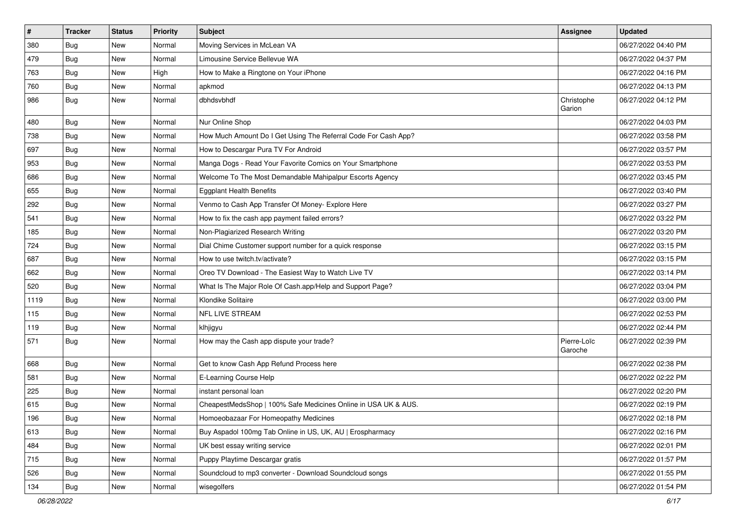| # | Tracker | Status | Priority | Subject | Assignee | Updated |
|---|---|---|---|---|---|---|
| 380 | Bug | New | Normal | Moving Services in McLean VA | | 06/27/2022 04:40 PM |
| 479 | Bug | New | Normal | Limousine Service Bellevue WA | | 06/27/2022 04:37 PM |
| 763 | Bug | New | High | How to Make a Ringtone on Your iPhone | | 06/27/2022 04:16 PM |
| 760 | Bug | New | Normal | apkmod | | 06/27/2022 04:13 PM |
| 986 | Bug | New | Normal | dbhdsvbhdf | Christophe Garion | 06/27/2022 04:12 PM |
| 480 | Bug | New | Normal | Nur Online Shop | | 06/27/2022 04:03 PM |
| 738 | Bug | New | Normal | How Much Amount Do I Get Using The Referral Code For Cash App? | | 06/27/2022 03:58 PM |
| 697 | Bug | New | Normal | How to Descargar Pura TV For Android | | 06/27/2022 03:57 PM |
| 953 | Bug | New | Normal | Manga Dogs - Read Your Favorite Comics on Your Smartphone | | 06/27/2022 03:53 PM |
| 686 | Bug | New | Normal | Welcome To The Most Demandable Mahipalpur Escorts Agency | | 06/27/2022 03:45 PM |
| 655 | Bug | New | Normal | Eggplant Health Benefits | | 06/27/2022 03:40 PM |
| 292 | Bug | New | Normal | Venmo to Cash App Transfer Of Money- Explore Here | | 06/27/2022 03:27 PM |
| 541 | Bug | New | Normal | How to fix the cash app payment failed errors? | | 06/27/2022 03:22 PM |
| 185 | Bug | New | Normal | Non-Plagiarized Research Writing | | 06/27/2022 03:20 PM |
| 724 | Bug | New | Normal | Dial Chime Customer support number for a quick response | | 06/27/2022 03:15 PM |
| 687 | Bug | New | Normal | How to use twitch.tv/activate? | | 06/27/2022 03:15 PM |
| 662 | Bug | New | Normal | Oreo TV Download - The Easiest Way to Watch Live TV | | 06/27/2022 03:14 PM |
| 520 | Bug | New | Normal | What Is The Major Role Of Cash.app/Help and Support Page? | | 06/27/2022 03:04 PM |
| 1119 | Bug | New | Normal | Klondike Solitaire | | 06/27/2022 03:00 PM |
| 115 | Bug | New | Normal | NFL LIVE STREAM | | 06/27/2022 02:53 PM |
| 119 | Bug | New | Normal | klhjigyu | | 06/27/2022 02:44 PM |
| 571 | Bug | New | Normal | How may the Cash app dispute your trade? | Pierre-Loïc Garoche | 06/27/2022 02:39 PM |
| 668 | Bug | New | Normal | Get to know Cash App Refund Process here | | 06/27/2022 02:38 PM |
| 581 | Bug | New | Normal | E-Learning Course Help | | 06/27/2022 02:22 PM |
| 225 | Bug | New | Normal | instant personal loan | | 06/27/2022 02:20 PM |
| 615 | Bug | New | Normal | CheapestMedsShop \| 100% Safe Medicines Online in USA UK & AUS. | | 06/27/2022 02:19 PM |
| 196 | Bug | New | Normal | Homoeobazaar For Homeopathy Medicines | | 06/27/2022 02:18 PM |
| 613 | Bug | New | Normal | Buy Aspadol 100mg Tab Online in US, UK, AU \| Erospharmacy | | 06/27/2022 02:16 PM |
| 484 | Bug | New | Normal | UK best essay writing service | | 06/27/2022 02:01 PM |
| 715 | Bug | New | Normal | Puppy Playtime Descargar gratis | | 06/27/2022 01:57 PM |
| 526 | Bug | New | Normal | Soundcloud to mp3 converter - Download Soundcloud songs | | 06/27/2022 01:55 PM |
| 134 | Bug | New | Normal | wisegolfers | | 06/27/2022 01:54 PM |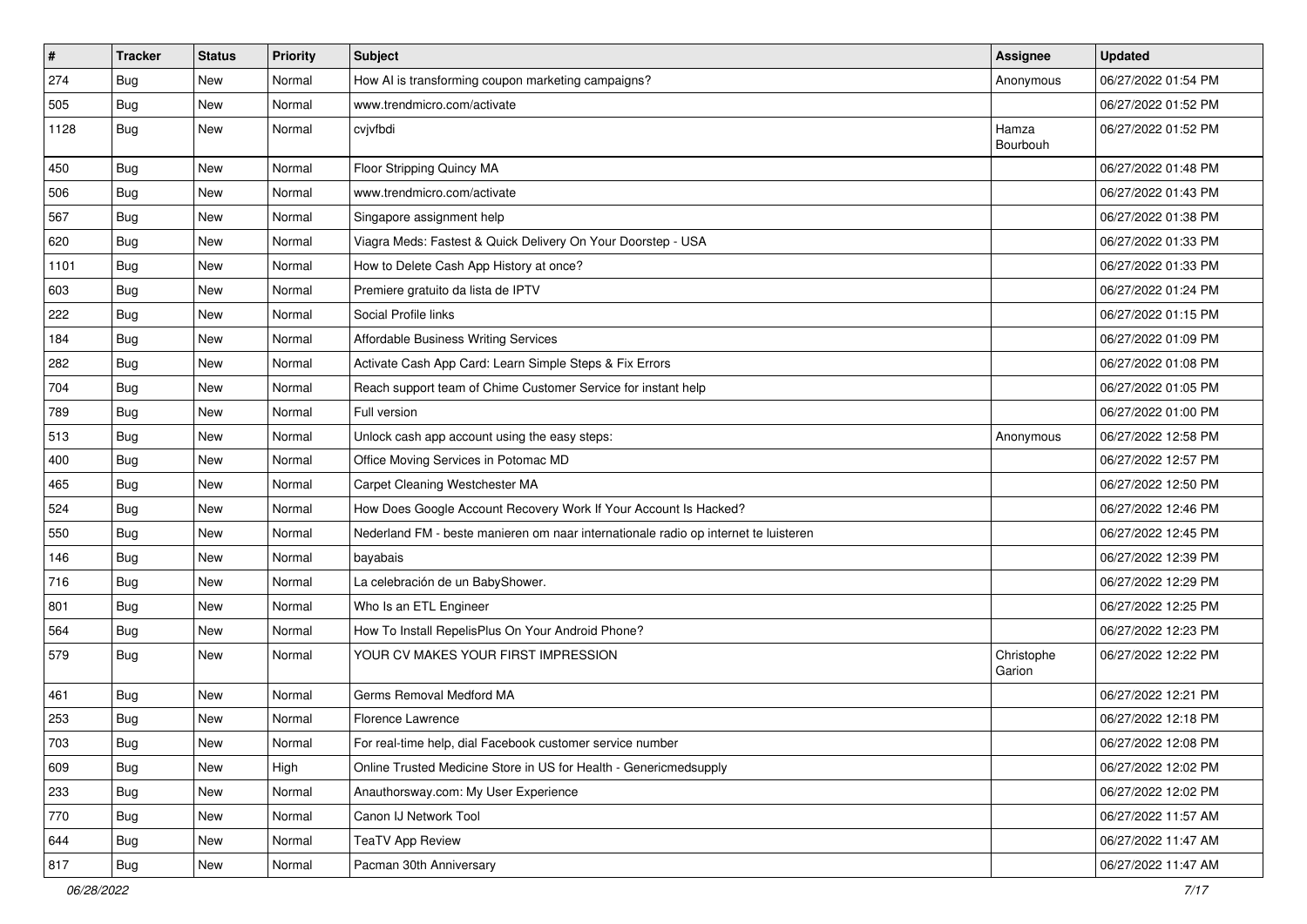| # | Tracker | Status | Priority | Subject | Assignee | Updated |
|---|---|---|---|---|---|---|
| 274 | Bug | New | Normal | How AI is transforming coupon marketing campaigns? | Anonymous | 06/27/2022 01:54 PM |
| 505 | Bug | New | Normal | www.trendmicro.com/activate | | 06/27/2022 01:52 PM |
| 1128 | Bug | New | Normal | cvjvfbdi | Hamza Bourbouh | 06/27/2022 01:52 PM |
| 450 | Bug | New | Normal | Floor Stripping Quincy MA | | 06/27/2022 01:48 PM |
| 506 | Bug | New | Normal | www.trendmicro.com/activate | | 06/27/2022 01:43 PM |
| 567 | Bug | New | Normal | Singapore assignment help | | 06/27/2022 01:38 PM |
| 620 | Bug | New | Normal | Viagra Meds: Fastest & Quick Delivery On Your Doorstep - USA | | 06/27/2022 01:33 PM |
| 1101 | Bug | New | Normal | How to Delete Cash App History at once? | | 06/27/2022 01:33 PM |
| 603 | Bug | New | Normal | Premiere gratuito da lista de IPTV | | 06/27/2022 01:24 PM |
| 222 | Bug | New | Normal | Social Profile links | | 06/27/2022 01:15 PM |
| 184 | Bug | New | Normal | Affordable Business Writing Services | | 06/27/2022 01:09 PM |
| 282 | Bug | New | Normal | Activate Cash App Card: Learn Simple Steps & Fix Errors | | 06/27/2022 01:08 PM |
| 704 | Bug | New | Normal | Reach support team of Chime Customer Service for instant help | | 06/27/2022 01:05 PM |
| 789 | Bug | New | Normal | Full version | | 06/27/2022 01:00 PM |
| 513 | Bug | New | Normal | Unlock cash app account using the easy steps: | Anonymous | 06/27/2022 12:58 PM |
| 400 | Bug | New | Normal | Office Moving Services in Potomac MD | | 06/27/2022 12:57 PM |
| 465 | Bug | New | Normal | Carpet Cleaning Westchester MA | | 06/27/2022 12:50 PM |
| 524 | Bug | New | Normal | How Does Google Account Recovery Work If Your Account Is Hacked? | | 06/27/2022 12:46 PM |
| 550 | Bug | New | Normal | Nederland FM - beste manieren om naar internationale radio op internet te luisteren | | 06/27/2022 12:45 PM |
| 146 | Bug | New | Normal | bayabais | | 06/27/2022 12:39 PM |
| 716 | Bug | New | Normal | La celebración de un BabyShower. | | 06/27/2022 12:29 PM |
| 801 | Bug | New | Normal | Who Is an ETL Engineer | | 06/27/2022 12:25 PM |
| 564 | Bug | New | Normal | How To Install RepelisPlus On Your Android Phone? | | 06/27/2022 12:23 PM |
| 579 | Bug | New | Normal | YOUR CV MAKES YOUR FIRST IMPRESSION | Christophe Garion | 06/27/2022 12:22 PM |
| 461 | Bug | New | Normal | Germs Removal Medford MA | | 06/27/2022 12:21 PM |
| 253 | Bug | New | Normal | Florence Lawrence | | 06/27/2022 12:18 PM |
| 703 | Bug | New | Normal | For real-time help, dial Facebook customer service number | | 06/27/2022 12:08 PM |
| 609 | Bug | New | High | Online Trusted Medicine Store in US for Health - Genericmedsupply | | 06/27/2022 12:02 PM |
| 233 | Bug | New | Normal | Anauthorsway.com: My User Experience | | 06/27/2022 12:02 PM |
| 770 | Bug | New | Normal | Canon IJ Network Tool | | 06/27/2022 11:57 AM |
| 644 | Bug | New | Normal | TeaTV App Review | | 06/27/2022 11:47 AM |
| 817 | Bug | New | Normal | Pacman 30th Anniversary | | 06/27/2022 11:47 AM |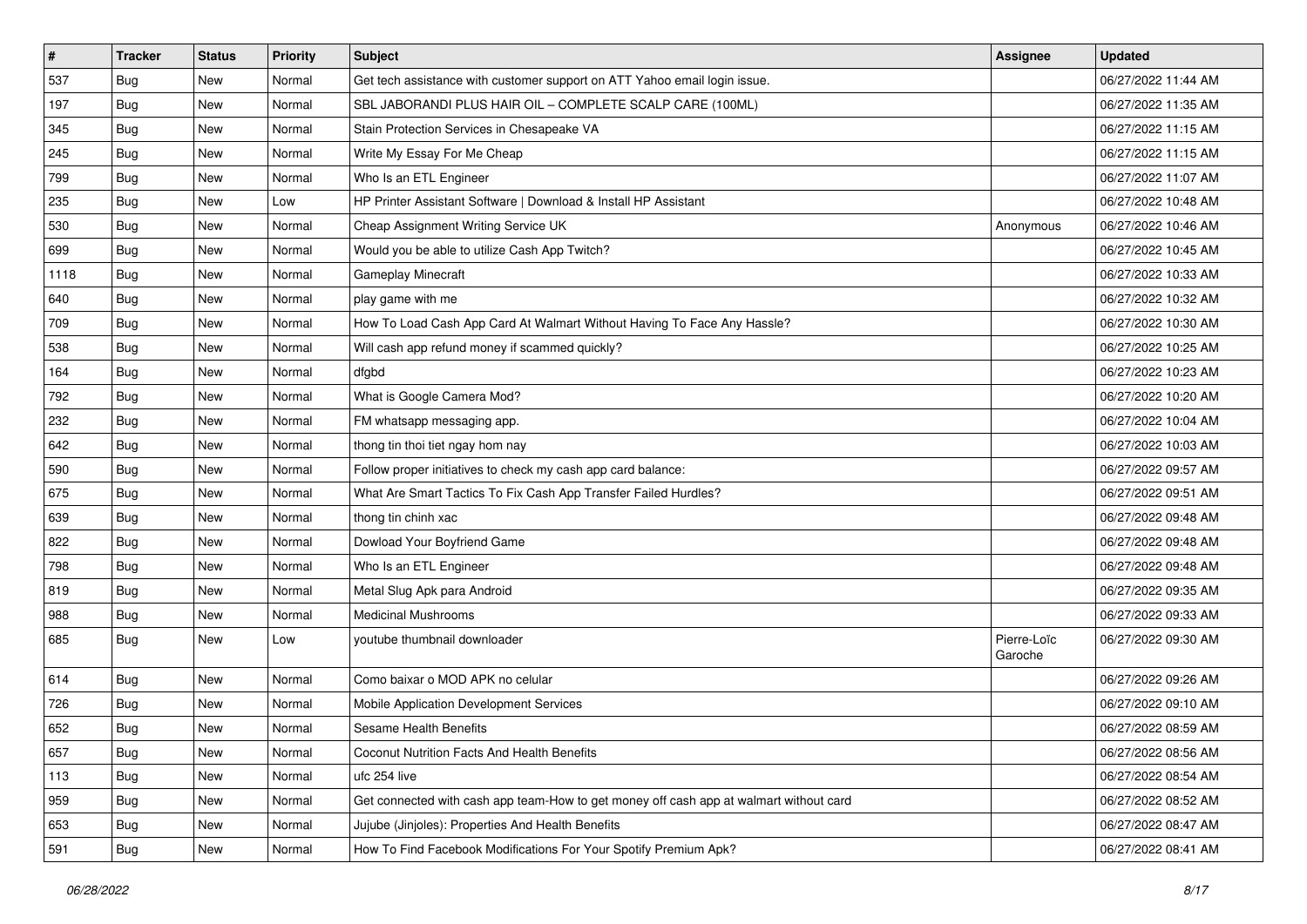| # | Tracker | Status | Priority | Subject | Assignee | Updated |
|---|---|---|---|---|---|---|
| 537 | Bug | New | Normal | Get tech assistance with customer support on ATT Yahoo email login issue. | | 06/27/2022 11:44 AM |
| 197 | Bug | New | Normal | SBL JABORANDI PLUS HAIR OIL – COMPLETE SCALP CARE (100ML) | | 06/27/2022 11:35 AM |
| 345 | Bug | New | Normal | Stain Protection Services in Chesapeake VA | | 06/27/2022 11:15 AM |
| 245 | Bug | New | Normal | Write My Essay For Me Cheap | | 06/27/2022 11:15 AM |
| 799 | Bug | New | Normal | Who Is an ETL Engineer | | 06/27/2022 11:07 AM |
| 235 | Bug | New | Low | HP Printer Assistant Software \| Download & Install HP Assistant | | 06/27/2022 10:48 AM |
| 530 | Bug | New | Normal | Cheap Assignment Writing Service UK | Anonymous | 06/27/2022 10:46 AM |
| 699 | Bug | New | Normal | Would you be able to utilize Cash App Twitch? | | 06/27/2022 10:45 AM |
| 1118 | Bug | New | Normal | Gameplay Minecraft | | 06/27/2022 10:33 AM |
| 640 | Bug | New | Normal | play game with me | | 06/27/2022 10:32 AM |
| 709 | Bug | New | Normal | How To Load Cash App Card At Walmart Without Having To Face Any Hassle? | | 06/27/2022 10:30 AM |
| 538 | Bug | New | Normal | Will cash app refund money if scammed quickly? | | 06/27/2022 10:25 AM |
| 164 | Bug | New | Normal | dfgbd | | 06/27/2022 10:23 AM |
| 792 | Bug | New | Normal | What is Google Camera Mod? | | 06/27/2022 10:20 AM |
| 232 | Bug | New | Normal | FM whatsapp messaging app. | | 06/27/2022 10:04 AM |
| 642 | Bug | New | Normal | thong tin thoi tiet ngay hom nay | | 06/27/2022 10:03 AM |
| 590 | Bug | New | Normal | Follow proper initiatives to check my cash app card balance: | | 06/27/2022 09:57 AM |
| 675 | Bug | New | Normal | What Are Smart Tactics To Fix Cash App Transfer Failed Hurdles? | | 06/27/2022 09:51 AM |
| 639 | Bug | New | Normal | thong tin chinh xac | | 06/27/2022 09:48 AM |
| 822 | Bug | New | Normal | Dowload Your Boyfriend Game | | 06/27/2022 09:48 AM |
| 798 | Bug | New | Normal | Who Is an ETL Engineer | | 06/27/2022 09:48 AM |
| 819 | Bug | New | Normal | Metal Slug Apk para Android | | 06/27/2022 09:35 AM |
| 988 | Bug | New | Normal | Medicinal Mushrooms | | 06/27/2022 09:33 AM |
| 685 | Bug | New | Low | youtube thumbnail downloader | Pierre-Loïc Garoche | 06/27/2022 09:30 AM |
| 614 | Bug | New | Normal | Como baixar o MOD APK no celular | | 06/27/2022 09:26 AM |
| 726 | Bug | New | Normal | Mobile Application Development Services | | 06/27/2022 09:10 AM |
| 652 | Bug | New | Normal | Sesame Health Benefits | | 06/27/2022 08:59 AM |
| 657 | Bug | New | Normal | Coconut Nutrition Facts And Health Benefits | | 06/27/2022 08:56 AM |
| 113 | Bug | New | Normal | ufc 254 live | | 06/27/2022 08:54 AM |
| 959 | Bug | New | Normal | Get connected with cash app team-How to get money off cash app at walmart without card | | 06/27/2022 08:52 AM |
| 653 | Bug | New | Normal | Jujube (Jinjoles): Properties And Health Benefits | | 06/27/2022 08:47 AM |
| 591 | Bug | New | Normal | How To Find Facebook Modifications For Your Spotify Premium Apk? | | 06/27/2022 08:41 AM |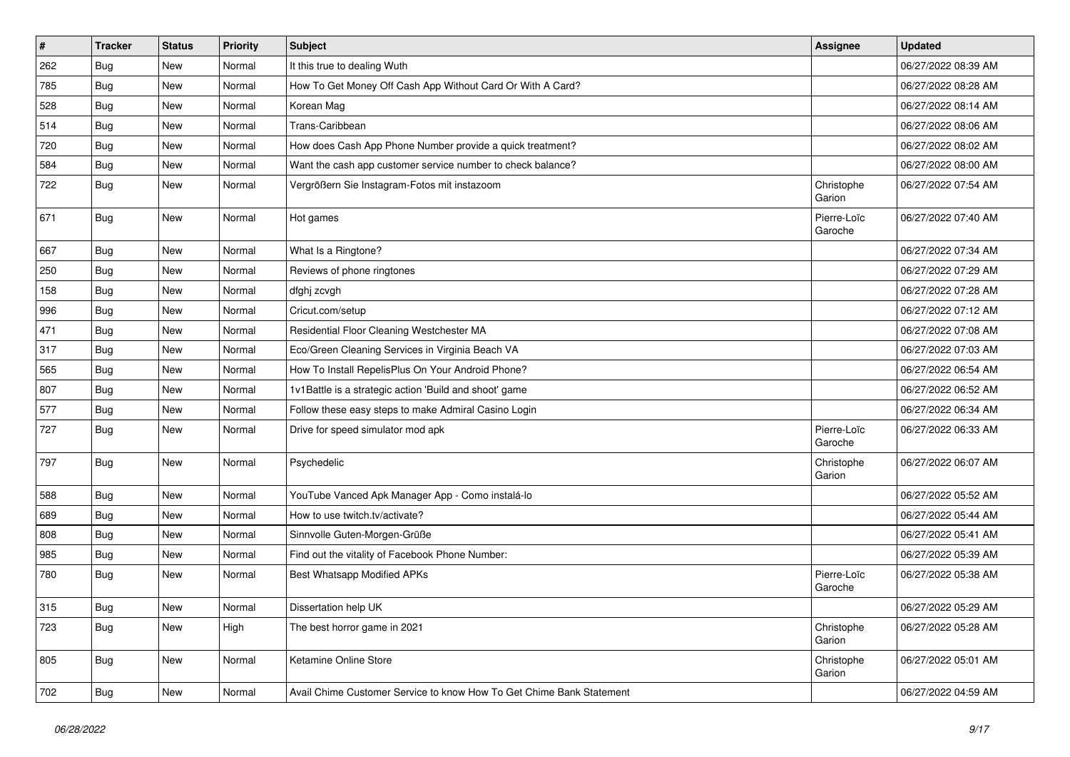| # | Tracker | Status | Priority | Subject | Assignee | Updated |
|---|---|---|---|---|---|---|
| 262 | Bug | New | Normal | It this true to dealing Wuth | | 06/27/2022 08:39 AM |
| 785 | Bug | New | Normal | How To Get Money Off Cash App Without Card Or With A Card? | | 06/27/2022 08:28 AM |
| 528 | Bug | New | Normal | Korean Mag | | 06/27/2022 08:14 AM |
| 514 | Bug | New | Normal | Trans-Caribbean | | 06/27/2022 08:06 AM |
| 720 | Bug | New | Normal | How does Cash App Phone Number provide a quick treatment? | | 06/27/2022 08:02 AM |
| 584 | Bug | New | Normal | Want the cash app customer service number to check balance? | | 06/27/2022 08:00 AM |
| 722 | Bug | New | Normal | Vergrößern Sie Instagram-Fotos mit instazoom | Christophe Garion | 06/27/2022 07:54 AM |
| 671 | Bug | New | Normal | Hot games | Pierre-Loïc Garoche | 06/27/2022 07:40 AM |
| 667 | Bug | New | Normal | What Is a Ringtone? | | 06/27/2022 07:34 AM |
| 250 | Bug | New | Normal | Reviews of phone ringtones | | 06/27/2022 07:29 AM |
| 158 | Bug | New | Normal | dfghj zcvgh | | 06/27/2022 07:28 AM |
| 996 | Bug | New | Normal | Cricut.com/setup | | 06/27/2022 07:12 AM |
| 471 | Bug | New | Normal | Residential Floor Cleaning Westchester MA | | 06/27/2022 07:08 AM |
| 317 | Bug | New | Normal | Eco/Green Cleaning Services in Virginia Beach VA | | 06/27/2022 07:03 AM |
| 565 | Bug | New | Normal | How To Install RepelisPlus On Your Android Phone? | | 06/27/2022 06:54 AM |
| 807 | Bug | New | Normal | 1v1Battle is a strategic action 'Build and shoot' game | | 06/27/2022 06:52 AM |
| 577 | Bug | New | Normal | Follow these easy steps to make Admiral Casino Login | | 06/27/2022 06:34 AM |
| 727 | Bug | New | Normal | Drive for speed simulator mod apk | Pierre-Loïc Garoche | 06/27/2022 06:33 AM |
| 797 | Bug | New | Normal | Psychedelic | Christophe Garion | 06/27/2022 06:07 AM |
| 588 | Bug | New | Normal | YouTube Vanced Apk Manager App - Como instalá-lo | | 06/27/2022 05:52 AM |
| 689 | Bug | New | Normal | How to use twitch.tv/activate? | | 06/27/2022 05:44 AM |
| 808 | Bug | New | Normal | Sinnvolle Guten-Morgen-Grüße | | 06/27/2022 05:41 AM |
| 985 | Bug | New | Normal | Find out the vitality of Facebook Phone Number: | | 06/27/2022 05:39 AM |
| 780 | Bug | New | Normal | Best Whatsapp Modified APKs | Pierre-Loïc Garoche | 06/27/2022 05:38 AM |
| 315 | Bug | New | Normal | Dissertation help UK | | 06/27/2022 05:29 AM |
| 723 | Bug | New | High | The best horror game in 2021 | Christophe Garion | 06/27/2022 05:28 AM |
| 805 | Bug | New | Normal | Ketamine Online Store | Christophe Garion | 06/27/2022 05:01 AM |
| 702 | Bug | New | Normal | Avail Chime Customer Service to know How To Get Chime Bank Statement | | 06/27/2022 04:59 AM |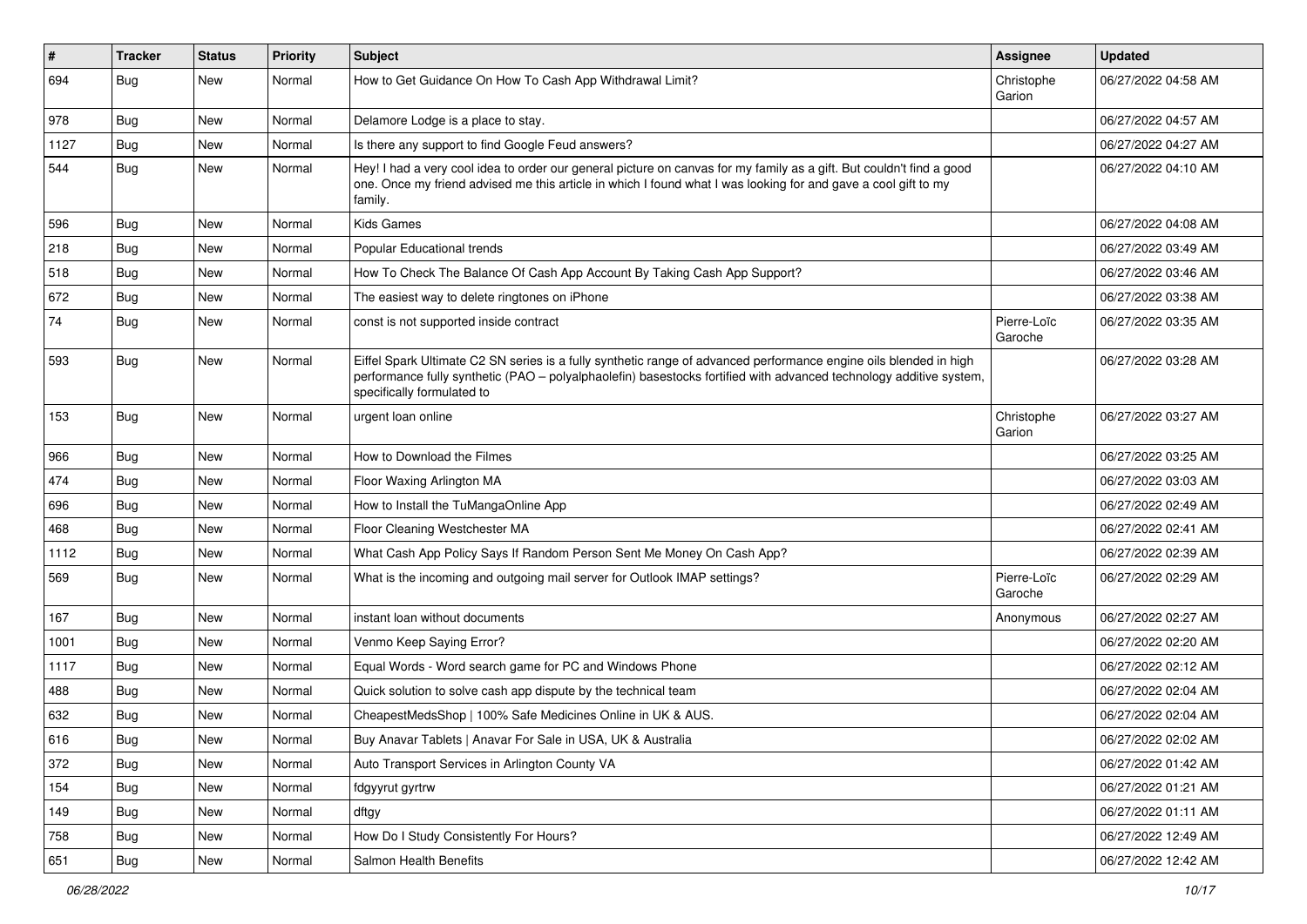| # | Tracker | Status | Priority | Subject | Assignee | Updated |
|---|---|---|---|---|---|---|
| 694 | Bug | New | Normal | How to Get Guidance On How To Cash App Withdrawal Limit? | Christophe Garion | 06/27/2022 04:58 AM |
| 978 | Bug | New | Normal | Delamore Lodge is a place to stay. | | 06/27/2022 04:57 AM |
| 1127 | Bug | New | Normal | Is there any support to find Google Feud answers? | | 06/27/2022 04:27 AM |
| 544 | Bug | New | Normal | Hey! I had a very cool idea to order our general picture on canvas for my family as a gift. But couldn't find a good one. Once my friend advised me this article in which I found what I was looking for and gave a cool gift to my family. | | 06/27/2022 04:10 AM |
| 596 | Bug | New | Normal | Kids Games | | 06/27/2022 04:08 AM |
| 218 | Bug | New | Normal | Popular Educational trends | | 06/27/2022 03:49 AM |
| 518 | Bug | New | Normal | How To Check The Balance Of Cash App Account By Taking Cash App Support? | | 06/27/2022 03:46 AM |
| 672 | Bug | New | Normal | The easiest way to delete ringtones on iPhone | | 06/27/2022 03:38 AM |
| 74 | Bug | New | Normal | const is not supported inside contract | Pierre-Loïc Garoche | 06/27/2022 03:35 AM |
| 593 | Bug | New | Normal | Eiffel Spark Ultimate C2 SN series is a fully synthetic range of advanced performance engine oils blended in high performance fully synthetic (PAO – polyalphaolefin) basestocks fortified with advanced technology additive system, specifically formulated to | | 06/27/2022 03:28 AM |
| 153 | Bug | New | Normal | urgent loan online | Christophe Garion | 06/27/2022 03:27 AM |
| 966 | Bug | New | Normal | How to Download the Filmes | | 06/27/2022 03:25 AM |
| 474 | Bug | New | Normal | Floor Waxing Arlington MA | | 06/27/2022 03:03 AM |
| 696 | Bug | New | Normal | How to Install the TuMangaOnline App | | 06/27/2022 02:49 AM |
| 468 | Bug | New | Normal | Floor Cleaning Westchester MA | | 06/27/2022 02:41 AM |
| 1112 | Bug | New | Normal | What Cash App Policy Says If Random Person Sent Me Money On Cash App? | | 06/27/2022 02:39 AM |
| 569 | Bug | New | Normal | What is the incoming and outgoing mail server for Outlook IMAP settings? | Pierre-Loïc Garoche | 06/27/2022 02:29 AM |
| 167 | Bug | New | Normal | instant loan without documents | Anonymous | 06/27/2022 02:27 AM |
| 1001 | Bug | New | Normal | Venmo Keep Saying Error? | | 06/27/2022 02:20 AM |
| 1117 | Bug | New | Normal | Equal Words - Word search game for PC and Windows Phone | | 06/27/2022 02:12 AM |
| 488 | Bug | New | Normal | Quick solution to solve cash app dispute by the technical team | | 06/27/2022 02:04 AM |
| 632 | Bug | New | Normal | CheapestMedsShop \| 100% Safe Medicines Online in UK & AUS. | | 06/27/2022 02:04 AM |
| 616 | Bug | New | Normal | Buy Anavar Tablets \| Anavar For Sale in USA, UK & Australia | | 06/27/2022 02:02 AM |
| 372 | Bug | New | Normal | Auto Transport Services in Arlington County VA | | 06/27/2022 01:42 AM |
| 154 | Bug | New | Normal | fdgyyrut gyrtrw | | 06/27/2022 01:21 AM |
| 149 | Bug | New | Normal | dftgy | | 06/27/2022 01:11 AM |
| 758 | Bug | New | Normal | How Do I Study Consistently For Hours? | | 06/27/2022 12:49 AM |
| 651 | Bug | New | Normal | Salmon Health Benefits | | 06/27/2022 12:42 AM |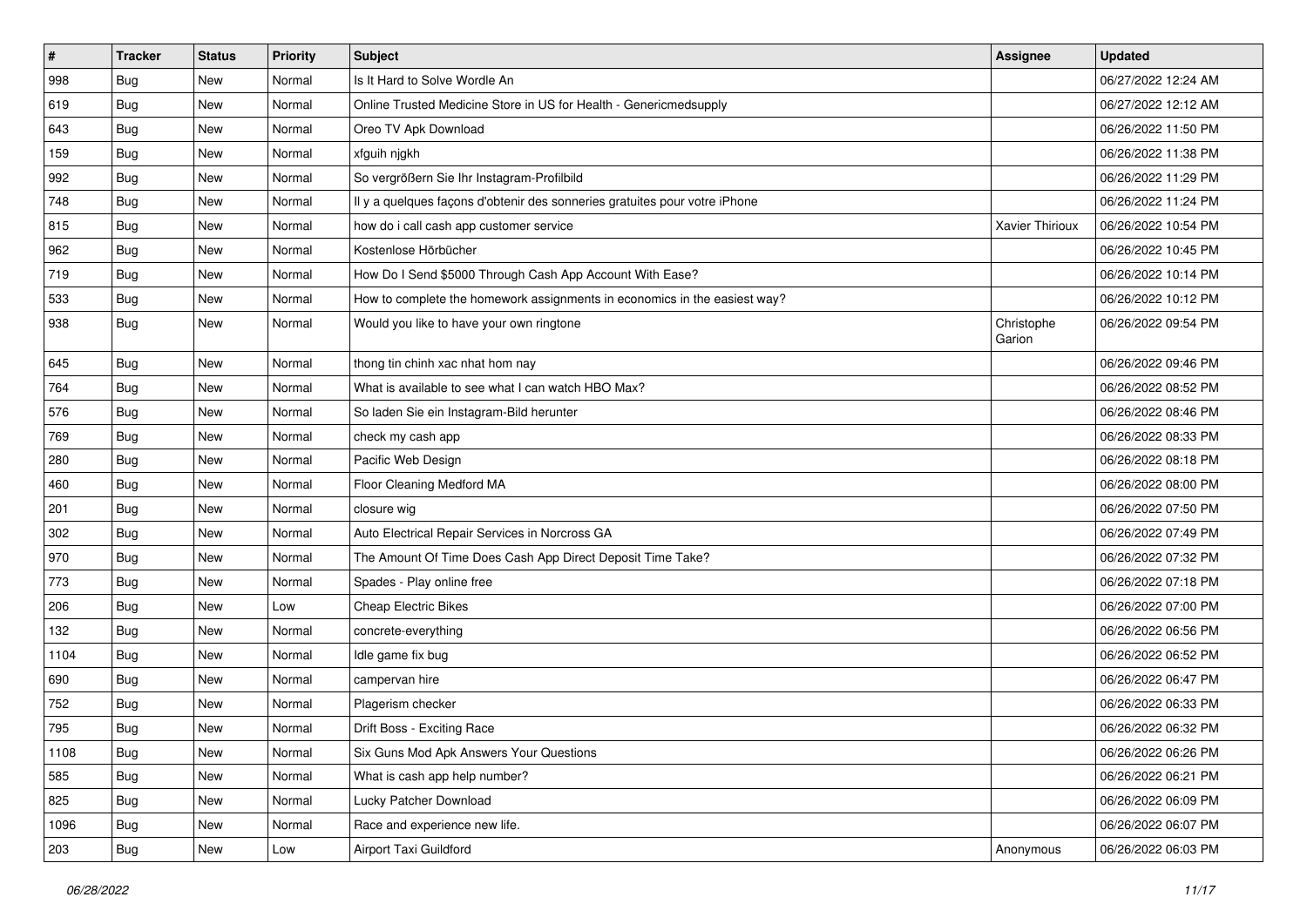| # | Tracker | Status | Priority | Subject | Assignee | Updated |
|---|---|---|---|---|---|---|
| 998 | Bug | New | Normal | Is It Hard to Solve Wordle An | | 06/27/2022 12:24 AM |
| 619 | Bug | New | Normal | Online Trusted Medicine Store in US for Health - Genericmedsupply | | 06/27/2022 12:12 AM |
| 643 | Bug | New | Normal | Oreo TV Apk Download | | 06/26/2022 11:50 PM |
| 159 | Bug | New | Normal | xfguih njgkh | | 06/26/2022 11:38 PM |
| 992 | Bug | New | Normal | So vergrößern Sie Ihr Instagram-Profilbild | | 06/26/2022 11:29 PM |
| 748 | Bug | New | Normal | Il y a quelques façons d'obtenir des sonneries gratuites pour votre iPhone | | 06/26/2022 11:24 PM |
| 815 | Bug | New | Normal | how do i call cash app customer service | Xavier Thirioux | 06/26/2022 10:54 PM |
| 962 | Bug | New | Normal | Kostenlose Hörbücher | | 06/26/2022 10:45 PM |
| 719 | Bug | New | Normal | How Do I Send $5000 Through Cash App Account With Ease? | | 06/26/2022 10:14 PM |
| 533 | Bug | New | Normal | How to complete the homework assignments in economics in the easiest way? | | 06/26/2022 10:12 PM |
| 938 | Bug | New | Normal | Would you like to have your own ringtone | Christophe Garion | 06/26/2022 09:54 PM |
| 645 | Bug | New | Normal | thong tin chinh xac nhat hom nay | | 06/26/2022 09:46 PM |
| 764 | Bug | New | Normal | What is available to see what I can watch HBO Max? | | 06/26/2022 08:52 PM |
| 576 | Bug | New | Normal | So laden Sie ein Instagram-Bild herunter | | 06/26/2022 08:46 PM |
| 769 | Bug | New | Normal | check my cash app | | 06/26/2022 08:33 PM |
| 280 | Bug | New | Normal | Pacific Web Design | | 06/26/2022 08:18 PM |
| 460 | Bug | New | Normal | Floor Cleaning Medford MA | | 06/26/2022 08:00 PM |
| 201 | Bug | New | Normal | closure wig | | 06/26/2022 07:50 PM |
| 302 | Bug | New | Normal | Auto Electrical Repair Services in Norcross GA | | 06/26/2022 07:49 PM |
| 970 | Bug | New | Normal | The Amount Of Time Does Cash App Direct Deposit Time Take? | | 06/26/2022 07:32 PM |
| 773 | Bug | New | Normal | Spades - Play online free | | 06/26/2022 07:18 PM |
| 206 | Bug | New | Low | Cheap Electric Bikes | | 06/26/2022 07:00 PM |
| 132 | Bug | New | Normal | concrete-everything | | 06/26/2022 06:56 PM |
| 1104 | Bug | New | Normal | Idle game fix bug | | 06/26/2022 06:52 PM |
| 690 | Bug | New | Normal | campervan hire | | 06/26/2022 06:47 PM |
| 752 | Bug | New | Normal | Plagerism checker | | 06/26/2022 06:33 PM |
| 795 | Bug | New | Normal | Drift Boss - Exciting Race | | 06/26/2022 06:32 PM |
| 1108 | Bug | New | Normal | Six Guns Mod Apk Answers Your Questions | | 06/26/2022 06:26 PM |
| 585 | Bug | New | Normal | What is cash app help number? | | 06/26/2022 06:21 PM |
| 825 | Bug | New | Normal | Lucky Patcher Download | | 06/26/2022 06:09 PM |
| 1096 | Bug | New | Normal | Race and experience new life. | | 06/26/2022 06:07 PM |
| 203 | Bug | New | Low | Airport Taxi Guildford | Anonymous | 06/26/2022 06:03 PM |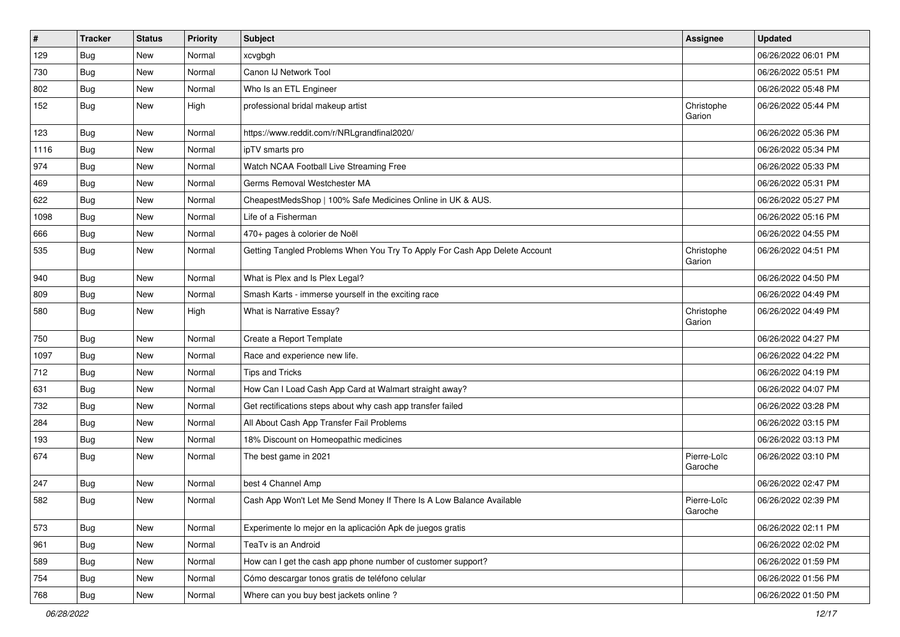| # | Tracker | Status | Priority | Subject | Assignee | Updated |
|---|---|---|---|---|---|---|
| 129 | Bug | New | Normal | xcvgbgh | | 06/26/2022 06:01 PM |
| 730 | Bug | New | Normal | Canon IJ Network Tool | | 06/26/2022 05:51 PM |
| 802 | Bug | New | Normal | Who Is an ETL Engineer | | 06/26/2022 05:48 PM |
| 152 | Bug | New | High | professional bridal makeup artist | Christophe Garion | 06/26/2022 05:44 PM |
| 123 | Bug | New | Normal | https://www.reddit.com/r/NRLgrandfinal2020/ | | 06/26/2022 05:36 PM |
| 1116 | Bug | New | Normal | ipTV smarts pro | | 06/26/2022 05:34 PM |
| 974 | Bug | New | Normal | Watch NCAA Football Live Streaming Free | | 06/26/2022 05:33 PM |
| 469 | Bug | New | Normal | Germs Removal Westchester MA | | 06/26/2022 05:31 PM |
| 622 | Bug | New | Normal | CheapestMedsShop \| 100% Safe Medicines Online in UK & AUS. | | 06/26/2022 05:27 PM |
| 1098 | Bug | New | Normal | Life of a Fisherman | | 06/26/2022 05:16 PM |
| 666 | Bug | New | Normal | 470+ pages à colorier de Noël | | 06/26/2022 04:55 PM |
| 535 | Bug | New | Normal | Getting Tangled Problems When You Try To Apply For Cash App Delete Account | Christophe Garion | 06/26/2022 04:51 PM |
| 940 | Bug | New | Normal | What is Plex and Is Plex Legal? | | 06/26/2022 04:50 PM |
| 809 | Bug | New | Normal | Smash Karts - immerse yourself in the exciting race | | 06/26/2022 04:49 PM |
| 580 | Bug | New | High | What is Narrative Essay? | Christophe Garion | 06/26/2022 04:49 PM |
| 750 | Bug | New | Normal | Create a Report Template | | 06/26/2022 04:27 PM |
| 1097 | Bug | New | Normal | Race and experience new life. | | 06/26/2022 04:22 PM |
| 712 | Bug | New | Normal | Tips and Tricks | | 06/26/2022 04:19 PM |
| 631 | Bug | New | Normal | How Can I Load Cash App Card at Walmart straight away? | | 06/26/2022 04:07 PM |
| 732 | Bug | New | Normal | Get rectifications steps about why cash app transfer failed | | 06/26/2022 03:28 PM |
| 284 | Bug | New | Normal | All About Cash App Transfer Fail Problems | | 06/26/2022 03:15 PM |
| 193 | Bug | New | Normal | 18% Discount on Homeopathic medicines | | 06/26/2022 03:13 PM |
| 674 | Bug | New | Normal | The best game in 2021 | Pierre-Loïc Garoche | 06/26/2022 03:10 PM |
| 247 | Bug | New | Normal | best 4 Channel Amp | | 06/26/2022 02:47 PM |
| 582 | Bug | New | Normal | Cash App Won't Let Me Send Money If There Is A Low Balance Available | Pierre-Loïc Garoche | 06/26/2022 02:39 PM |
| 573 | Bug | New | Normal | Experimente lo mejor en la aplicación Apk de juegos gratis | | 06/26/2022 02:11 PM |
| 961 | Bug | New | Normal | TeaTv is an Android | | 06/26/2022 02:02 PM |
| 589 | Bug | New | Normal | How can I get the cash app phone number of customer support? | | 06/26/2022 01:59 PM |
| 754 | Bug | New | Normal | Cómo descargar tonos gratis de teléfono celular | | 06/26/2022 01:56 PM |
| 768 | Bug | New | Normal | Where can you buy best jackets online ? | | 06/26/2022 01:50 PM |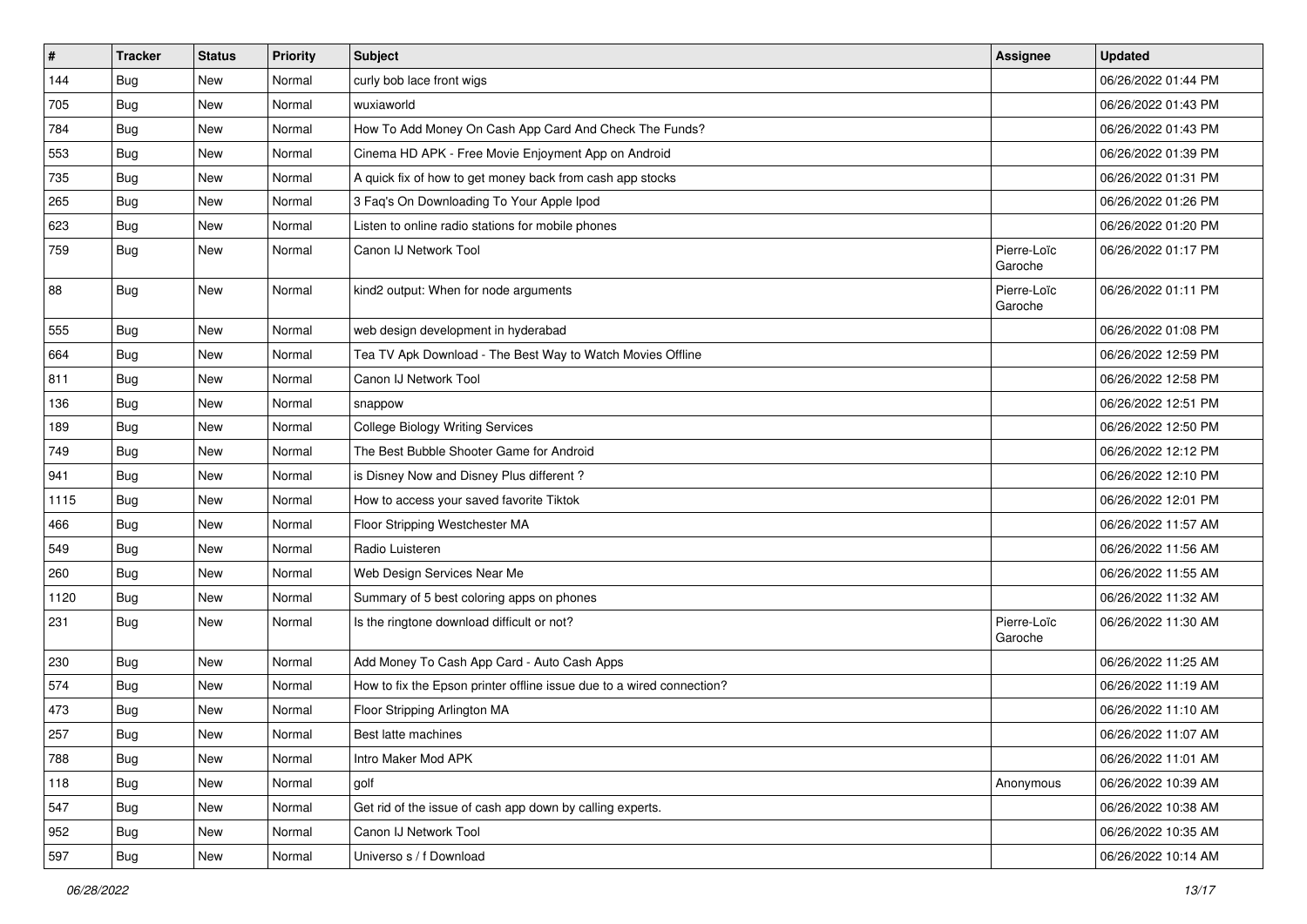| # | Tracker | Status | Priority | Subject | Assignee | Updated |
|---|---|---|---|---|---|---|
| 144 | Bug | New | Normal | curly bob lace front wigs | | 06/26/2022 01:44 PM |
| 705 | Bug | New | Normal | wuxiaworld | | 06/26/2022 01:43 PM |
| 784 | Bug | New | Normal | How To Add Money On Cash App Card And Check The Funds? | | 06/26/2022 01:43 PM |
| 553 | Bug | New | Normal | Cinema HD APK - Free Movie Enjoyment App on Android | | 06/26/2022 01:39 PM |
| 735 | Bug | New | Normal | A quick fix of how to get money back from cash app stocks | | 06/26/2022 01:31 PM |
| 265 | Bug | New | Normal | 3 Faq's On Downloading To Your Apple Ipod | | 06/26/2022 01:26 PM |
| 623 | Bug | New | Normal | Listen to online radio stations for mobile phones | | 06/26/2022 01:20 PM |
| 759 | Bug | New | Normal | Canon IJ Network Tool | Pierre-Loïc Garoche | 06/26/2022 01:17 PM |
| 88 | Bug | New | Normal | kind2 output: When for node arguments | Pierre-Loïc Garoche | 06/26/2022 01:11 PM |
| 555 | Bug | New | Normal | web design development in hyderabad | | 06/26/2022 01:08 PM |
| 664 | Bug | New | Normal | Tea TV Apk Download - The Best Way to Watch Movies Offline | | 06/26/2022 12:59 PM |
| 811 | Bug | New | Normal | Canon IJ Network Tool | | 06/26/2022 12:58 PM |
| 136 | Bug | New | Normal | snappow | | 06/26/2022 12:51 PM |
| 189 | Bug | New | Normal | College Biology Writing Services | | 06/26/2022 12:50 PM |
| 749 | Bug | New | Normal | The Best Bubble Shooter Game for Android | | 06/26/2022 12:12 PM |
| 941 | Bug | New | Normal | is Disney Now and Disney Plus different ? | | 06/26/2022 12:10 PM |
| 1115 | Bug | New | Normal | How to access your saved favorite Tiktok | | 06/26/2022 12:01 PM |
| 466 | Bug | New | Normal | Floor Stripping Westchester MA | | 06/26/2022 11:57 AM |
| 549 | Bug | New | Normal | Radio Luisteren | | 06/26/2022 11:56 AM |
| 260 | Bug | New | Normal | Web Design Services Near Me | | 06/26/2022 11:55 AM |
| 1120 | Bug | New | Normal | Summary of 5 best coloring apps on phones | | 06/26/2022 11:32 AM |
| 231 | Bug | New | Normal | Is the ringtone download difficult or not? | Pierre-Loïc Garoche | 06/26/2022 11:30 AM |
| 230 | Bug | New | Normal | Add Money To Cash App Card - Auto Cash Apps | | 06/26/2022 11:25 AM |
| 574 | Bug | New | Normal | How to fix the Epson printer offline issue due to a wired connection? | | 06/26/2022 11:19 AM |
| 473 | Bug | New | Normal | Floor Stripping Arlington MA | | 06/26/2022 11:10 AM |
| 257 | Bug | New | Normal | Best latte machines | | 06/26/2022 11:07 AM |
| 788 | Bug | New | Normal | Intro Maker Mod APK | | 06/26/2022 11:01 AM |
| 118 | Bug | New | Normal | golf | Anonymous | 06/26/2022 10:39 AM |
| 547 | Bug | New | Normal | Get rid of the issue of cash app down by calling experts. | | 06/26/2022 10:38 AM |
| 952 | Bug | New | Normal | Canon IJ Network Tool | | 06/26/2022 10:35 AM |
| 597 | Bug | New | Normal | Universo s / f Download | | 06/26/2022 10:14 AM |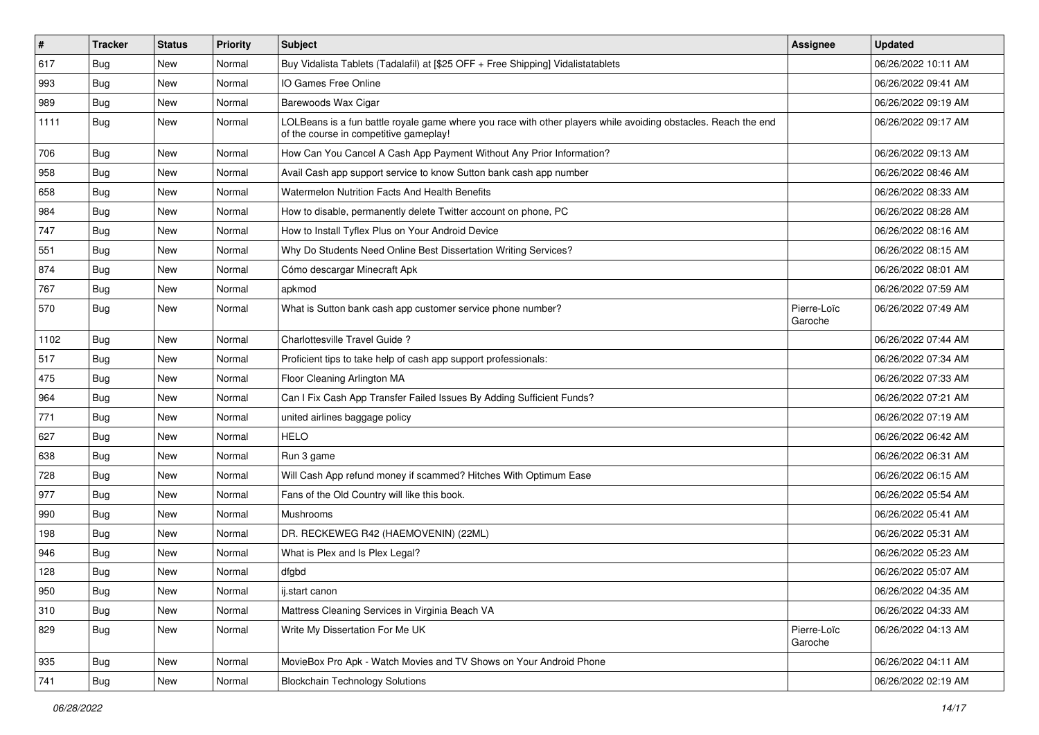| # | Tracker | Status | Priority | Subject | Assignee | Updated |
|---|---|---|---|---|---|---|
| 617 | Bug | New | Normal | Buy Vidalista Tablets (Tadalafil) at [$25 OFF + Free Shipping] Vidalistatablets | | 06/26/2022 10:11 AM |
| 993 | Bug | New | Normal | IO Games Free Online | | 06/26/2022 09:41 AM |
| 989 | Bug | New | Normal | Barewoods Wax Cigar | | 06/26/2022 09:19 AM |
| 1111 | Bug | New | Normal | LOLBeans is a fun battle royale game where you race with other players while avoiding obstacles. Reach the end of the course in competitive gameplay! | | 06/26/2022 09:17 AM |
| 706 | Bug | New | Normal | How Can You Cancel A Cash App Payment Without Any Prior Information? | | 06/26/2022 09:13 AM |
| 958 | Bug | New | Normal | Avail Cash app support service to know Sutton bank cash app number | | 06/26/2022 08:46 AM |
| 658 | Bug | New | Normal | Watermelon Nutrition Facts And Health Benefits | | 06/26/2022 08:33 AM |
| 984 | Bug | New | Normal | How to disable, permanently delete Twitter account on phone, PC | | 06/26/2022 08:28 AM |
| 747 | Bug | New | Normal | How to Install Tyflex Plus on Your Android Device | | 06/26/2022 08:16 AM |
| 551 | Bug | New | Normal | Why Do Students Need Online Best Dissertation Writing Services? | | 06/26/2022 08:15 AM |
| 874 | Bug | New | Normal | Cómo descargar Minecraft Apk | | 06/26/2022 08:01 AM |
| 767 | Bug | New | Normal | apkmod | | 06/26/2022 07:59 AM |
| 570 | Bug | New | Normal | What is Sutton bank cash app customer service phone number? | Pierre-Loïc Garoche | 06/26/2022 07:49 AM |
| 1102 | Bug | New | Normal | Charlottesville Travel Guide ? | | 06/26/2022 07:44 AM |
| 517 | Bug | New | Normal | Proficient tips to take help of cash app support professionals: | | 06/26/2022 07:34 AM |
| 475 | Bug | New | Normal | Floor Cleaning Arlington MA | | 06/26/2022 07:33 AM |
| 964 | Bug | New | Normal | Can I Fix Cash App Transfer Failed Issues By Adding Sufficient Funds? | | 06/26/2022 07:21 AM |
| 771 | Bug | New | Normal | united airlines baggage policy | | 06/26/2022 07:19 AM |
| 627 | Bug | New | Normal | HELO | | 06/26/2022 06:42 AM |
| 638 | Bug | New | Normal | Run 3 game | | 06/26/2022 06:31 AM |
| 728 | Bug | New | Normal | Will Cash App refund money if scammed? Hitches With Optimum Ease | | 06/26/2022 06:15 AM |
| 977 | Bug | New | Normal | Fans of the Old Country will like this book. | | 06/26/2022 05:54 AM |
| 990 | Bug | New | Normal | Mushrooms | | 06/26/2022 05:41 AM |
| 198 | Bug | New | Normal | DR. RECKEWEG R42 (HAEMOVENIN) (22ML) | | 06/26/2022 05:31 AM |
| 946 | Bug | New | Normal | What is Plex and Is Plex Legal? | | 06/26/2022 05:23 AM |
| 128 | Bug | New | Normal | dfgbd | | 06/26/2022 05:07 AM |
| 950 | Bug | New | Normal | ij.start canon | | 06/26/2022 04:35 AM |
| 310 | Bug | New | Normal | Mattress Cleaning Services in Virginia Beach VA | | 06/26/2022 04:33 AM |
| 829 | Bug | New | Normal | Write My Dissertation For Me UK | Pierre-Loïc Garoche | 06/26/2022 04:13 AM |
| 935 | Bug | New | Normal | MovieBox Pro Apk - Watch Movies and TV Shows on Your Android Phone | | 06/26/2022 04:11 AM |
| 741 | Bug | New | Normal | Blockchain Technology Solutions | | 06/26/2022 02:19 AM |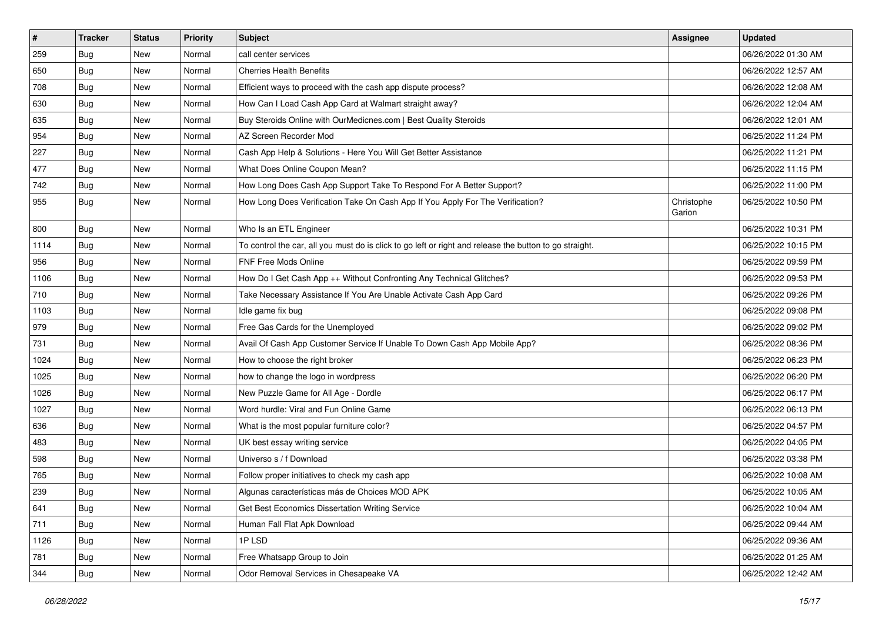| # | Tracker | Status | Priority | Subject | Assignee | Updated |
|---|---|---|---|---|---|---|
| 259 | Bug | New | Normal | call center services | | 06/26/2022 01:30 AM |
| 650 | Bug | New | Normal | Cherries Health Benefits | | 06/26/2022 12:57 AM |
| 708 | Bug | New | Normal | Efficient ways to proceed with the cash app dispute process? | | 06/26/2022 12:08 AM |
| 630 | Bug | New | Normal | How Can I Load Cash App Card at Walmart straight away? | | 06/26/2022 12:04 AM |
| 635 | Bug | New | Normal | Buy Steroids Online with OurMedicnes.com \| Best Quality Steroids | | 06/26/2022 12:01 AM |
| 954 | Bug | New | Normal | AZ Screen Recorder Mod | | 06/25/2022 11:24 PM |
| 227 | Bug | New | Normal | Cash App Help & Solutions - Here You Will Get Better Assistance | | 06/25/2022 11:21 PM |
| 477 | Bug | New | Normal | What Does Online Coupon Mean? | | 06/25/2022 11:15 PM |
| 742 | Bug | New | Normal | How Long Does Cash App Support Take To Respond For A Better Support? | | 06/25/2022 11:00 PM |
| 955 | Bug | New | Normal | How Long Does Verification Take On Cash App If You Apply For The Verification? | Christophe Garion | 06/25/2022 10:50 PM |
| 800 | Bug | New | Normal | Who Is an ETL Engineer | | 06/25/2022 10:31 PM |
| 1114 | Bug | New | Normal | To control the car, all you must do is click to go left or right and release the button to go straight. | | 06/25/2022 10:15 PM |
| 956 | Bug | New | Normal | FNF Free Mods Online | | 06/25/2022 09:59 PM |
| 1106 | Bug | New | Normal | How Do I Get Cash App ++ Without Confronting Any Technical Glitches? | | 06/25/2022 09:53 PM |
| 710 | Bug | New | Normal | Take Necessary Assistance If You Are Unable Activate Cash App Card | | 06/25/2022 09:26 PM |
| 1103 | Bug | New | Normal | Idle game fix bug | | 06/25/2022 09:08 PM |
| 979 | Bug | New | Normal | Free Gas Cards for the Unemployed | | 06/25/2022 09:02 PM |
| 731 | Bug | New | Normal | Avail Of Cash App Customer Service If Unable To Down Cash App Mobile App? | | 06/25/2022 08:36 PM |
| 1024 | Bug | New | Normal | How to choose the right broker | | 06/25/2022 06:23 PM |
| 1025 | Bug | New | Normal | how to change the logo in wordpress | | 06/25/2022 06:20 PM |
| 1026 | Bug | New | Normal | New Puzzle Game for All Age - Dordle | | 06/25/2022 06:17 PM |
| 1027 | Bug | New | Normal | Word hurdle: Viral and Fun Online Game | | 06/25/2022 06:13 PM |
| 636 | Bug | New | Normal | What is the most popular furniture color? | | 06/25/2022 04:57 PM |
| 483 | Bug | New | Normal | UK best essay writing service | | 06/25/2022 04:05 PM |
| 598 | Bug | New | Normal | Universo s / f Download | | 06/25/2022 03:38 PM |
| 765 | Bug | New | Normal | Follow proper initiatives to check my cash app | | 06/25/2022 10:08 AM |
| 239 | Bug | New | Normal | Algunas características más de Choices MOD APK | | 06/25/2022 10:05 AM |
| 641 | Bug | New | Normal | Get Best Economics Dissertation Writing Service | | 06/25/2022 10:04 AM |
| 711 | Bug | New | Normal | Human Fall Flat Apk Download | | 06/25/2022 09:44 AM |
| 1126 | Bug | New | Normal | 1P LSD | | 06/25/2022 09:36 AM |
| 781 | Bug | New | Normal | Free Whatsapp Group to Join | | 06/25/2022 01:25 AM |
| 344 | Bug | New | Normal | Odor Removal Services in Chesapeake VA | | 06/25/2022 12:42 AM |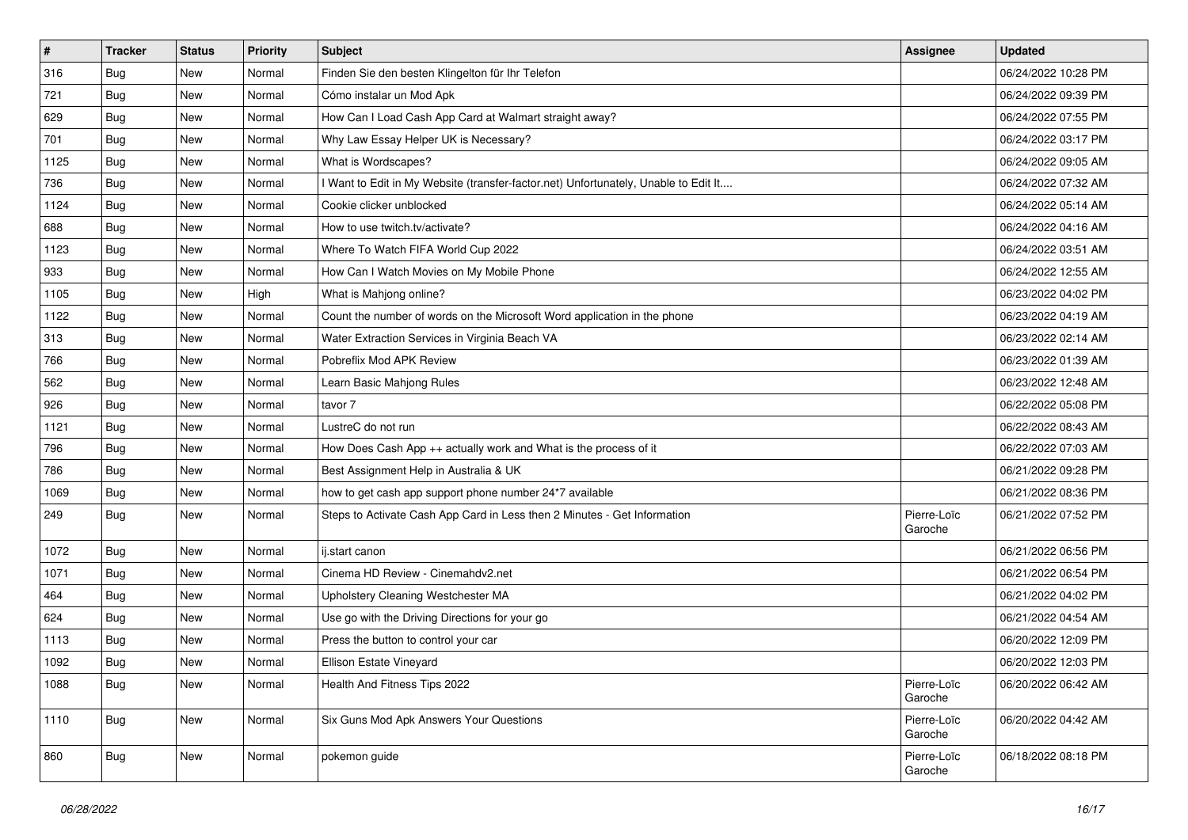| # | Tracker | Status | Priority | Subject | Assignee | Updated |
|---|---|---|---|---|---|---|
| 316 | Bug | New | Normal | Finden Sie den besten Klingelton für Ihr Telefon | | 06/24/2022 10:28 PM |
| 721 | Bug | New | Normal | Cómo instalar un Mod Apk | | 06/24/2022 09:39 PM |
| 629 | Bug | New | Normal | How Can I Load Cash App Card at Walmart straight away? | | 06/24/2022 07:55 PM |
| 701 | Bug | New | Normal | Why Law Essay Helper UK is Necessary? | | 06/24/2022 03:17 PM |
| 1125 | Bug | New | Normal | What is Wordscapes? | | 06/24/2022 09:05 AM |
| 736 | Bug | New | Normal | I Want to Edit in My Website (transfer-factor.net) Unfortunately, Unable to Edit It.... | | 06/24/2022 07:32 AM |
| 1124 | Bug | New | Normal | Cookie clicker unblocked | | 06/24/2022 05:14 AM |
| 688 | Bug | New | Normal | How to use twitch.tv/activate? | | 06/24/2022 04:16 AM |
| 1123 | Bug | New | Normal | Where To Watch FIFA World Cup 2022 | | 06/24/2022 03:51 AM |
| 933 | Bug | New | Normal | How Can I Watch Movies on My Mobile Phone | | 06/24/2022 12:55 AM |
| 1105 | Bug | New | High | What is Mahjong online? | | 06/23/2022 04:02 PM |
| 1122 | Bug | New | Normal | Count the number of words on the Microsoft Word application in the phone | | 06/23/2022 04:19 AM |
| 313 | Bug | New | Normal | Water Extraction Services in Virginia Beach VA | | 06/23/2022 02:14 AM |
| 766 | Bug | New | Normal | Pobreflix Mod APK Review | | 06/23/2022 01:39 AM |
| 562 | Bug | New | Normal | Learn Basic Mahjong Rules | | 06/23/2022 12:48 AM |
| 926 | Bug | New | Normal | tavor 7 | | 06/22/2022 05:08 PM |
| 1121 | Bug | New | Normal | LustreC do not run | | 06/22/2022 08:43 AM |
| 796 | Bug | New | Normal | How Does Cash App ++ actually work and What is the process of it | | 06/22/2022 07:03 AM |
| 786 | Bug | New | Normal | Best Assignment Help in Australia & UK | | 06/21/2022 09:28 PM |
| 1069 | Bug | New | Normal | how to get cash app support phone number 24*7 available | | 06/21/2022 08:36 PM |
| 249 | Bug | New | Normal | Steps to Activate Cash App Card in Less then 2 Minutes - Get Information | Pierre-Loïc Garoche | 06/21/2022 07:52 PM |
| 1072 | Bug | New | Normal | ij.start canon | | 06/21/2022 06:56 PM |
| 1071 | Bug | New | Normal | Cinema HD Review - Cinemahdv2.net | | 06/21/2022 06:54 PM |
| 464 | Bug | New | Normal | Upholstery Cleaning Westchester MA | | 06/21/2022 04:02 PM |
| 624 | Bug | New | Normal | Use go with the Driving Directions for your go | | 06/21/2022 04:54 AM |
| 1113 | Bug | New | Normal | Press the button to control your car | | 06/20/2022 12:09 PM |
| 1092 | Bug | New | Normal | Ellison Estate Vineyard | | 06/20/2022 12:03 PM |
| 1088 | Bug | New | Normal | Health And Fitness Tips 2022 | Pierre-Loïc Garoche | 06/20/2022 06:42 AM |
| 1110 | Bug | New | Normal | Six Guns Mod Apk Answers Your Questions | Pierre-Loïc Garoche | 06/20/2022 04:42 AM |
| 860 | Bug | New | Normal | pokemon guide | Pierre-Loïc Garoche | 06/18/2022 08:18 PM |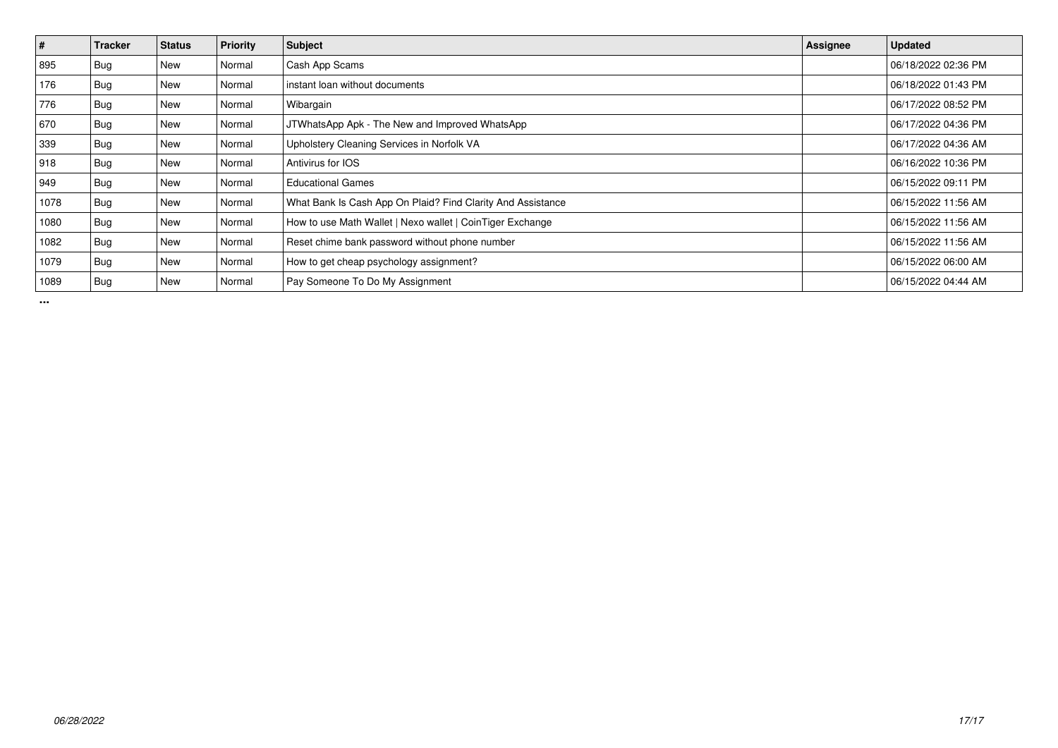| # | Tracker | Status | Priority | Subject | Assignee | Updated |
|---|---|---|---|---|---|---|
| 895 | Bug | New | Normal | Cash App Scams | | 06/18/2022 02:36 PM |
| 176 | Bug | New | Normal | instant loan without documents | | 06/18/2022 01:43 PM |
| 776 | Bug | New | Normal | Wibargain | | 06/17/2022 08:52 PM |
| 670 | Bug | New | Normal | JTWhatsApp Apk - The New and Improved WhatsApp | | 06/17/2022 04:36 PM |
| 339 | Bug | New | Normal | Upholstery Cleaning Services in Norfolk VA | | 06/17/2022 04:36 AM |
| 918 | Bug | New | Normal | Antivirus for IOS | | 06/16/2022 10:36 PM |
| 949 | Bug | New | Normal | Educational Games | | 06/15/2022 09:11 PM |
| 1078 | Bug | New | Normal | What Bank Is Cash App On Plaid? Find Clarity And Assistance | | 06/15/2022 11:56 AM |
| 1080 | Bug | New | Normal | How to use Math Wallet \| Nexo wallet \| CoinTiger Exchange | | 06/15/2022 11:56 AM |
| 1082 | Bug | New | Normal | Reset chime bank password without phone number | | 06/15/2022 11:56 AM |
| 1079 | Bug | New | Normal | How to get cheap psychology assignment? | | 06/15/2022 06:00 AM |
| 1089 | Bug | New | Normal | Pay Someone To Do My Assignment | | 06/15/2022 04:44 AM |

...